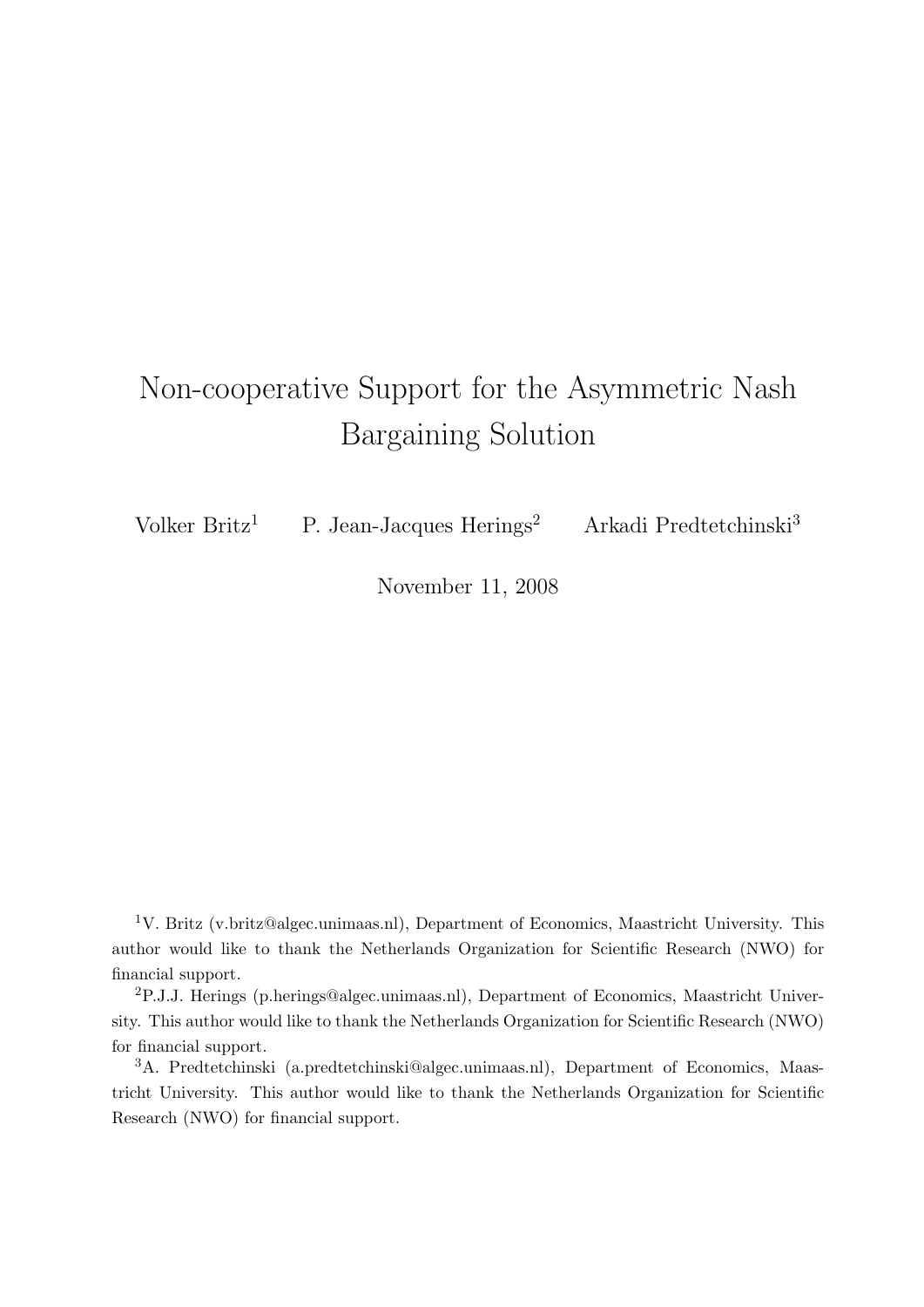# Non-cooperative Support for the Asymmetric Nash Bargaining Solution

Volker Britz[1] P. Jean-Jacques Herings[2] Arkadi Predtetchinski[3]

November 11, 2008

[1] V. Britz (v.britz@algec.unimaas.nl), Department of Economics, Maastricht University. This author would like to thank the Netherlands Organization for Scientific Research (NWO) for financial support.

[2] P.J.J. Herings (p.herings@algec.unimaas.nl), Department of Economics, Maastricht University. This author would like to thank the Netherlands Organization for Scientific Research (NWO) for financial support.

[3] A. Predtetchinski (a.predtetchinski@algec.unimaas.nl), Department of Economics, Maastricht University. This author would like to thank the Netherlands Organization for Scientific Research (NWO) for financial support.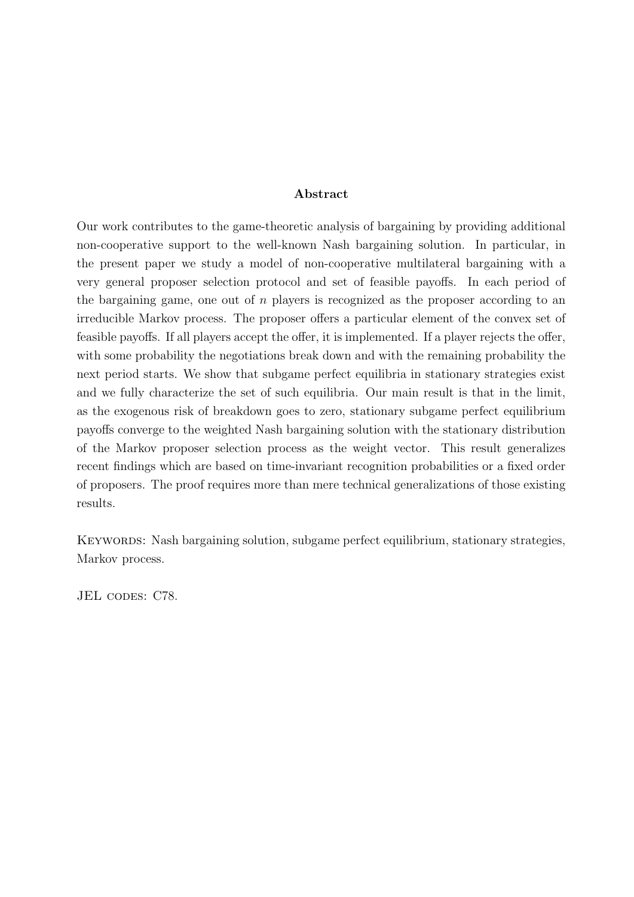**Abstract**

Our work contributes to the game-theoretic analysis of bargaining by providing additional non-cooperative support to the well-known Nash bargaining solution. In particular, in the present paper we study a model of non-cooperative multilateral bargaining with a very general proposer selection protocol and set of feasible payoffs. In each period of the bargaining game, one out of $n$ players is recognized as the proposer according to an irreducible Markov process. The proposer offers a particular element of the convex set of feasible payoffs. If all players accept the offer, it is implemented. If a player rejects the offer, with some probability the negotiations break down and with the remaining probability the next period starts. We show that subgame perfect equilibria in stationary strategies exist and we fully characterize the set of such equilibria. Our main result is that in the limit, as the exogenous risk of breakdown goes to zero, stationary subgame perfect equilibrium payoffs converge to the weighted Nash bargaining solution with the stationary distribution of the Markov proposer selection process as the weight vector. This result generalizes recent findings which are based on time-invariant recognition probabilities or a fixed order of proposers. The proof requires more than mere technical generalizations of those existing results.

KEYWORDS: Nash bargaining solution, subgame perfect equilibrium, stationary strategies, Markov process.

JEL CODES: C78.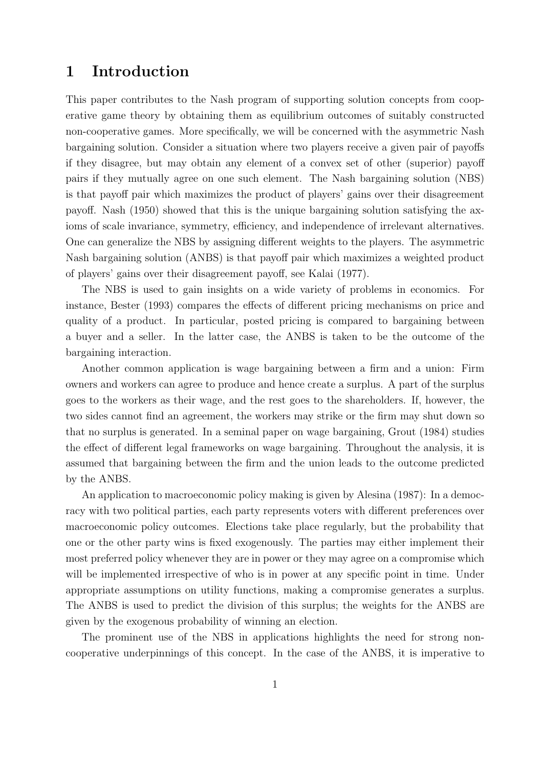# 1 Introduction

This paper contributes to the Nash program of supporting solution concepts from cooperative game theory by obtaining them as equilibrium outcomes of suitably constructed non-cooperative games. More specifically, we will be concerned with the asymmetric Nash bargaining solution. Consider a situation where two players receive a given pair of payoffs if they disagree, but may obtain any element of a convex set of other (superior) payoff pairs if they mutually agree on one such element. The Nash bargaining solution (NBS) is that payoff pair which maximizes the product of players' gains over their disagreement payoff. Nash (1950) showed that this is the unique bargaining solution satisfying the axioms of scale invariance, symmetry, efficiency, and independence of irrelevant alternatives. One can generalize the NBS by assigning different weights to the players. The asymmetric Nash bargaining solution (ANBS) is that payoff pair which maximizes a weighted product of players' gains over their disagreement payoff, see Kalai (1977).

The NBS is used to gain insights on a wide variety of problems in economics. For instance, Bester (1993) compares the effects of different pricing mechanisms on price and quality of a product. In particular, posted pricing is compared to bargaining between a buyer and a seller. In the latter case, the ANBS is taken to be the outcome of the bargaining interaction.

Another common application is wage bargaining between a firm and a union: Firm owners and workers can agree to produce and hence create a surplus. A part of the surplus goes to the workers as their wage, and the rest goes to the shareholders. If, however, the two sides cannot find an agreement, the workers may strike or the firm may shut down so that no surplus is generated. In a seminal paper on wage bargaining, Grout (1984) studies the effect of different legal frameworks on wage bargaining. Throughout the analysis, it is assumed that bargaining between the firm and the union leads to the outcome predicted by the ANBS.

An application to macroeconomic policy making is given by Alesina (1987): In a democracy with two political parties, each party represents voters with different preferences over macroeconomic policy outcomes. Elections take place regularly, but the probability that one or the other party wins is fixed exogenously. The parties may either implement their most preferred policy whenever they are in power or they may agree on a compromise which will be implemented irrespective of who is in power at any specific point in time. Under appropriate assumptions on utility functions, making a compromise generates a surplus. The ANBS is used to predict the division of this surplus; the weights for the ANBS are given by the exogenous probability of winning an election.

The prominent use of the NBS in applications highlights the need for strong non-cooperative underpinnings of this concept. In the case of the ANBS, it is imperative to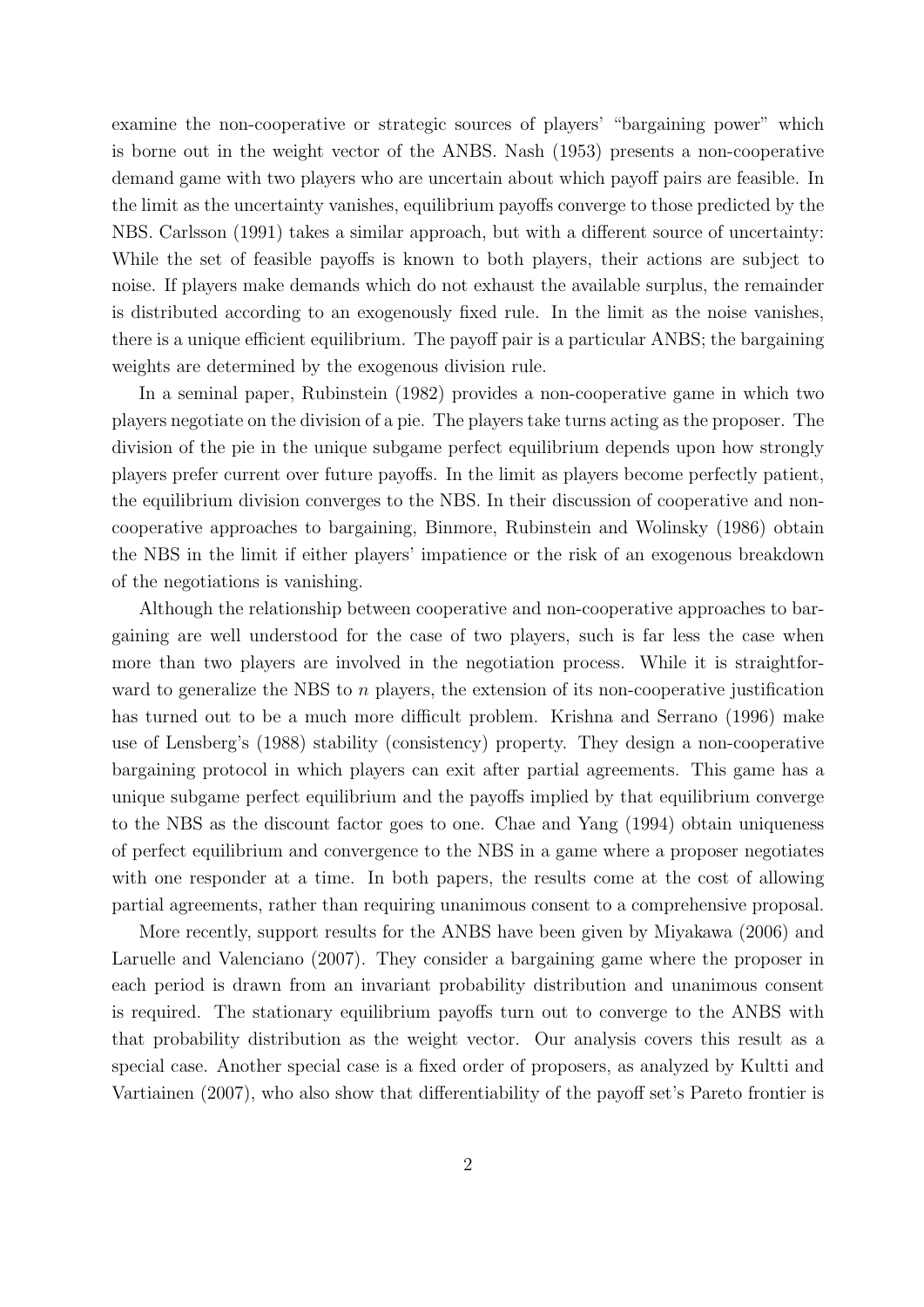examine the non-cooperative or strategic sources of players' "bargaining power" which is borne out in the weight vector of the ANBS. Nash (1953) presents a non-cooperative demand game with two players who are uncertain about which payoff pairs are feasible. In the limit as the uncertainty vanishes, equilibrium payoffs converge to those predicted by the NBS. Carlsson (1991) takes a similar approach, but with a different source of uncertainty: While the set of feasible payoffs is known to both players, their actions are subject to noise. If players make demands which do not exhaust the available surplus, the remainder is distributed according to an exogenously fixed rule. In the limit as the noise vanishes, there is a unique efficient equilibrium. The payoff pair is a particular ANBS; the bargaining weights are determined by the exogenous division rule.

In a seminal paper, Rubinstein (1982) provides a non-cooperative game in which two players negotiate on the division of a pie. The players take turns acting as the proposer. The division of the pie in the unique subgame perfect equilibrium depends upon how strongly players prefer current over future payoffs. In the limit as players become perfectly patient, the equilibrium division converges to the NBS. In their discussion of cooperative and non-cooperative approaches to bargaining, Binmore, Rubinstein and Wolinsky (1986) obtain the NBS in the limit if either players' impatience or the risk of an exogenous breakdown of the negotiations is vanishing.

Although the relationship between cooperative and non-cooperative approaches to bargaining are well understood for the case of two players, such is far less the case when more than two players are involved in the negotiation process. While it is straightforward to generalize the NBS to $n$ players, the extension of its non-cooperative justification has turned out to be a much more difficult problem. Krishna and Serrano (1996) make use of Lensberg's (1988) stability (consistency) property. They design a non-cooperative bargaining protocol in which players can exit after partial agreements. This game has a unique subgame perfect equilibrium and the payoffs implied by that equilibrium converge to the NBS as the discount factor goes to one. Chae and Yang (1994) obtain uniqueness of perfect equilibrium and convergence to the NBS in a game where a proposer negotiates with one responder at a time. In both papers, the results come at the cost of allowing partial agreements, rather than requiring unanimous consent to a comprehensive proposal.

More recently, support results for the ANBS have been given by Miyakawa (2006) and Laruelle and Valenciano (2007). They consider a bargaining game where the proposer in each period is drawn from an invariant probability distribution and unanimous consent is required. The stationary equilibrium payoffs turn out to converge to the ANBS with that probability distribution as the weight vector. Our analysis covers this result as a special case. Another special case is a fixed order of proposers, as analyzed by Kultti and Vartiainen (2007), who also show that differentiability of the payoff set's Pareto frontier is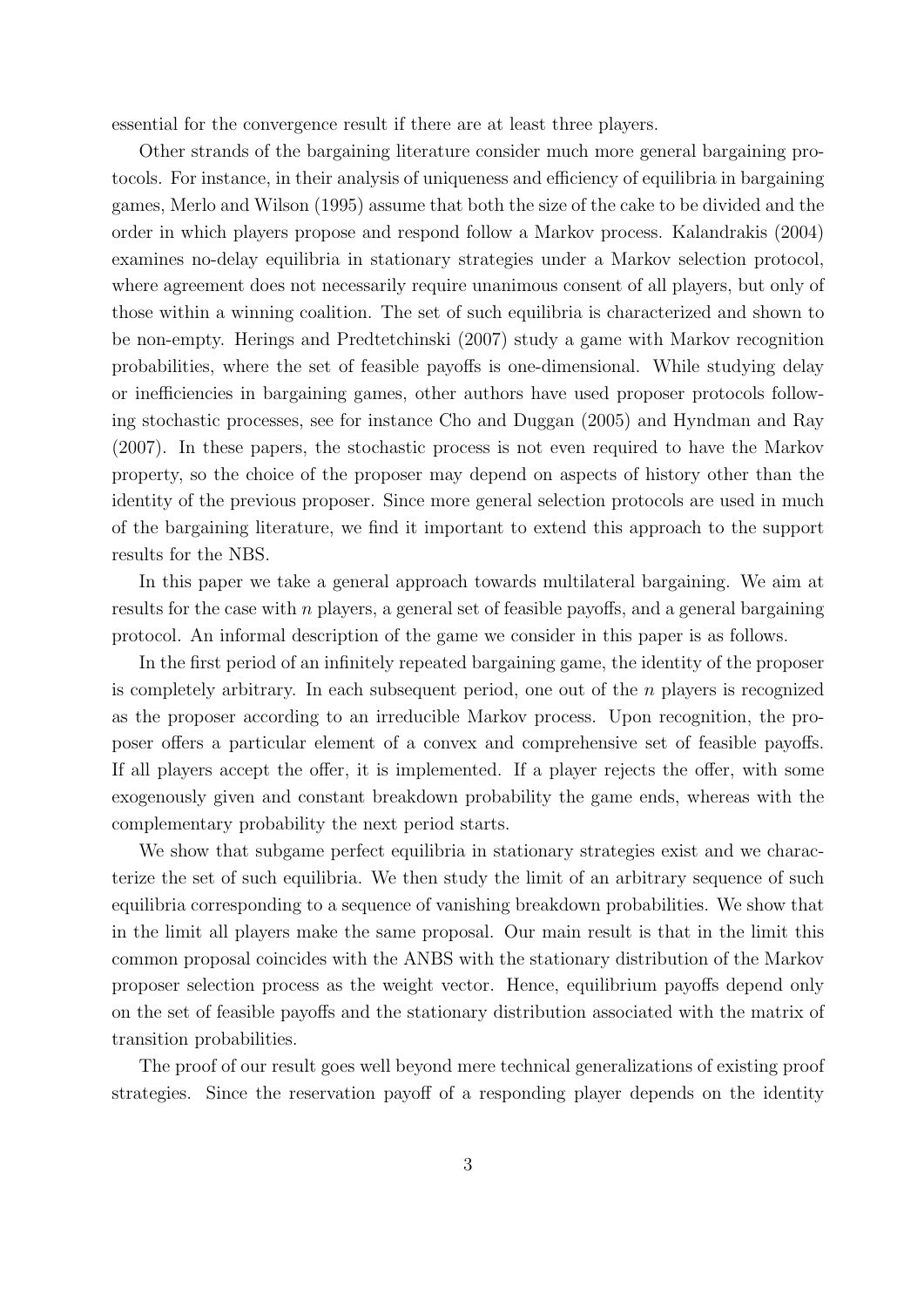essential for the convergence result if there are at least three players.

Other strands of the bargaining literature consider much more general bargaining protocols. For instance, in their analysis of uniqueness and efficiency of equilibria in bargaining games, Merlo and Wilson (1995) assume that both the size of the cake to be divided and the order in which players propose and respond follow a Markov process. Kalandrakis (2004) examines no-delay equilibria in stationary strategies under a Markov selection protocol, where agreement does not necessarily require unanimous consent of all players, but only of those within a winning coalition. The set of such equilibria is characterized and shown to be non-empty. Herings and Predtetchinski (2007) study a game with Markov recognition probabilities, where the set of feasible payoffs is one-dimensional. While studying delay or inefficiencies in bargaining games, other authors have used proposer protocols following stochastic processes, see for instance Cho and Duggan (2005) and Hyndman and Ray (2007). In these papers, the stochastic process is not even required to have the Markov property, so the choice of the proposer may depend on aspects of history other than the identity of the previous proposer. Since more general selection protocols are used in much of the bargaining literature, we find it important to extend this approach to the support results for the NBS.

In this paper we take a general approach towards multilateral bargaining. We aim at results for the case with $n$ players, a general set of feasible payoffs, and a general bargaining protocol. An informal description of the game we consider in this paper is as follows.

In the first period of an infinitely repeated bargaining game, the identity of the proposer is completely arbitrary. In each subsequent period, one out of the $n$ players is recognized as the proposer according to an irreducible Markov process. Upon recognition, the proposer offers a particular element of a convex and comprehensive set of feasible payoffs. If all players accept the offer, it is implemented. If a player rejects the offer, with some exogenously given and constant breakdown probability the game ends, whereas with the complementary probability the next period starts.

We show that subgame perfect equilibria in stationary strategies exist and we characterize the set of such equilibria. We then study the limit of an arbitrary sequence of such equilibria corresponding to a sequence of vanishing breakdown probabilities. We show that in the limit all players make the same proposal. Our main result is that in the limit this common proposal coincides with the ANBS with the stationary distribution of the Markov proposer selection process as the weight vector. Hence, equilibrium payoffs depend only on the set of feasible payoffs and the stationary distribution associated with the matrix of transition probabilities.

The proof of our result goes well beyond mere technical generalizations of existing proof strategies. Since the reservation payoff of a responding player depends on the identity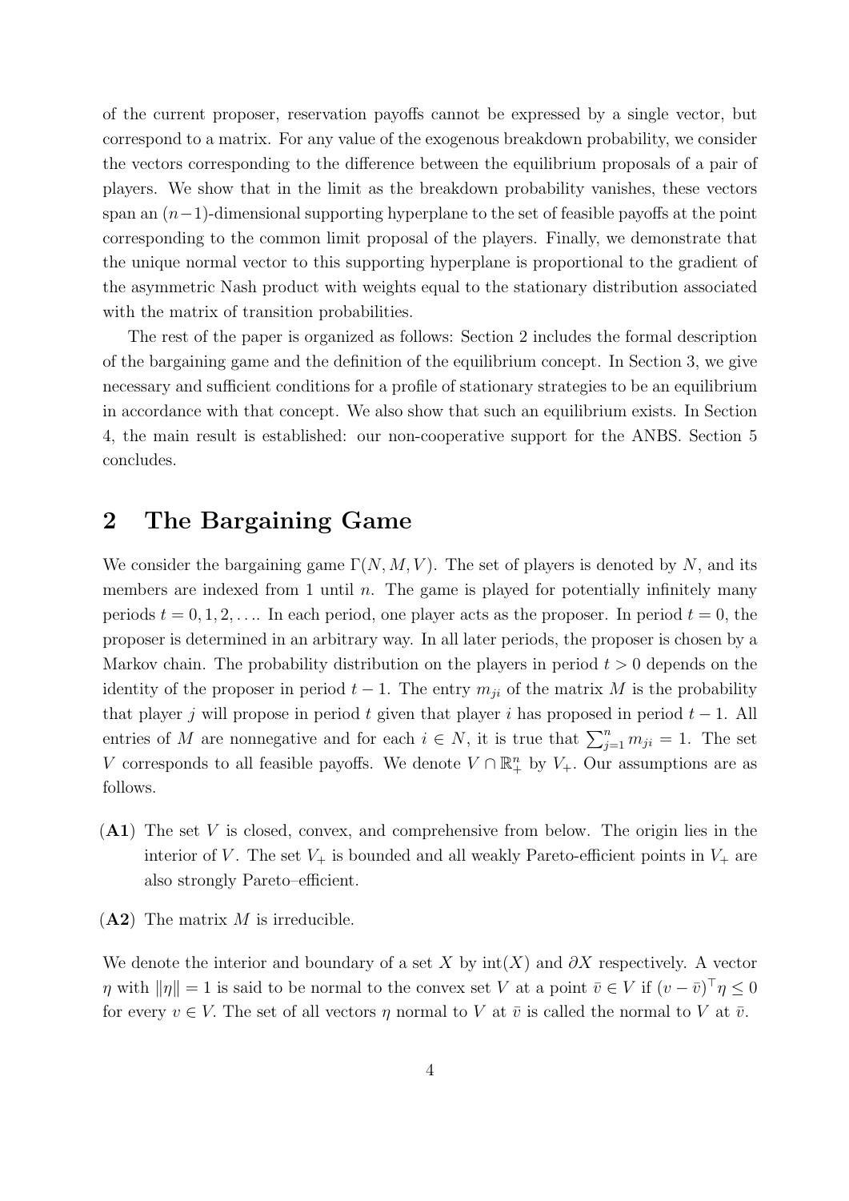of the current proposer, reservation payoffs cannot be expressed by a single vector, but correspond to a matrix. For any value of the exogenous breakdown probability, we consider the vectors corresponding to the difference between the equilibrium proposals of a pair of players. We show that in the limit as the breakdown probability vanishes, these vectors span an $(n-1)$-dimensional supporting hyperplane to the set of feasible payoffs at the point corresponding to the common limit proposal of the players. Finally, we demonstrate that the unique normal vector to this supporting hyperplane is proportional to the gradient of the asymmetric Nash product with weights equal to the stationary distribution associated with the matrix of transition probabilities.

The rest of the paper is organized as follows: Section 2 includes the formal description of the bargaining game and the definition of the equilibrium concept. In Section 3, we give necessary and sufficient conditions for a profile of stationary strategies to be an equilibrium in accordance with that concept. We also show that such an equilibrium exists. In Section 4, the main result is established: our non-cooperative support for the ANBS. Section 5 concludes.

## 2 The Bargaining Game

We consider the bargaining game $\Gamma(N, M, V)$. The set of players is denoted by $N$, and its members are indexed from 1 until $n$. The game is played for potentially infinitely many periods $t = 0, 1, 2, \ldots$. In each period, one player acts as the proposer. In period $t = 0$, the proposer is determined in an arbitrary way. In all later periods, the proposer is chosen by a Markov chain. The probability distribution on the players in period $t > 0$ depends on the identity of the proposer in period $t-1$. The entry $m_{ji}$ of the matrix $M$ is the probability that player $j$ will propose in period $t$ given that player $i$ has proposed in period $t-1$. All entries of $M$ are nonnegative and for each $i \in N$, it is true that $\sum_{j=1}^{n} m_{ji} = 1$. The set $V$ corresponds to all feasible payoffs. We denote $V \cap \mathbb{R}^n_+$ by $V_+$. Our assumptions are as follows.

- **(A1)** The set $V$ is closed, convex, and comprehensive from below. The origin lies in the interior of $V$. The set $V_+$ is bounded and all weakly Pareto-efficient points in $V_+$ are also strongly Pareto–efficient.
- **(A2)** The matrix $M$ is irreducible.

We denote the interior and boundary of a set $X$ by $\mathrm{int}(X)$ and $\partial X$ respectively. A vector $\eta$ with $\|\eta\| = 1$ is said to be normal to the convex set $V$ at a point $\bar{v} \in V$ if $(v - \bar{v})^\top \eta \leq 0$ for every $v \in V$. The set of all vectors $\eta$ normal to $V$ at $\bar{v}$ is called the normal to $V$ at $\bar{v}$.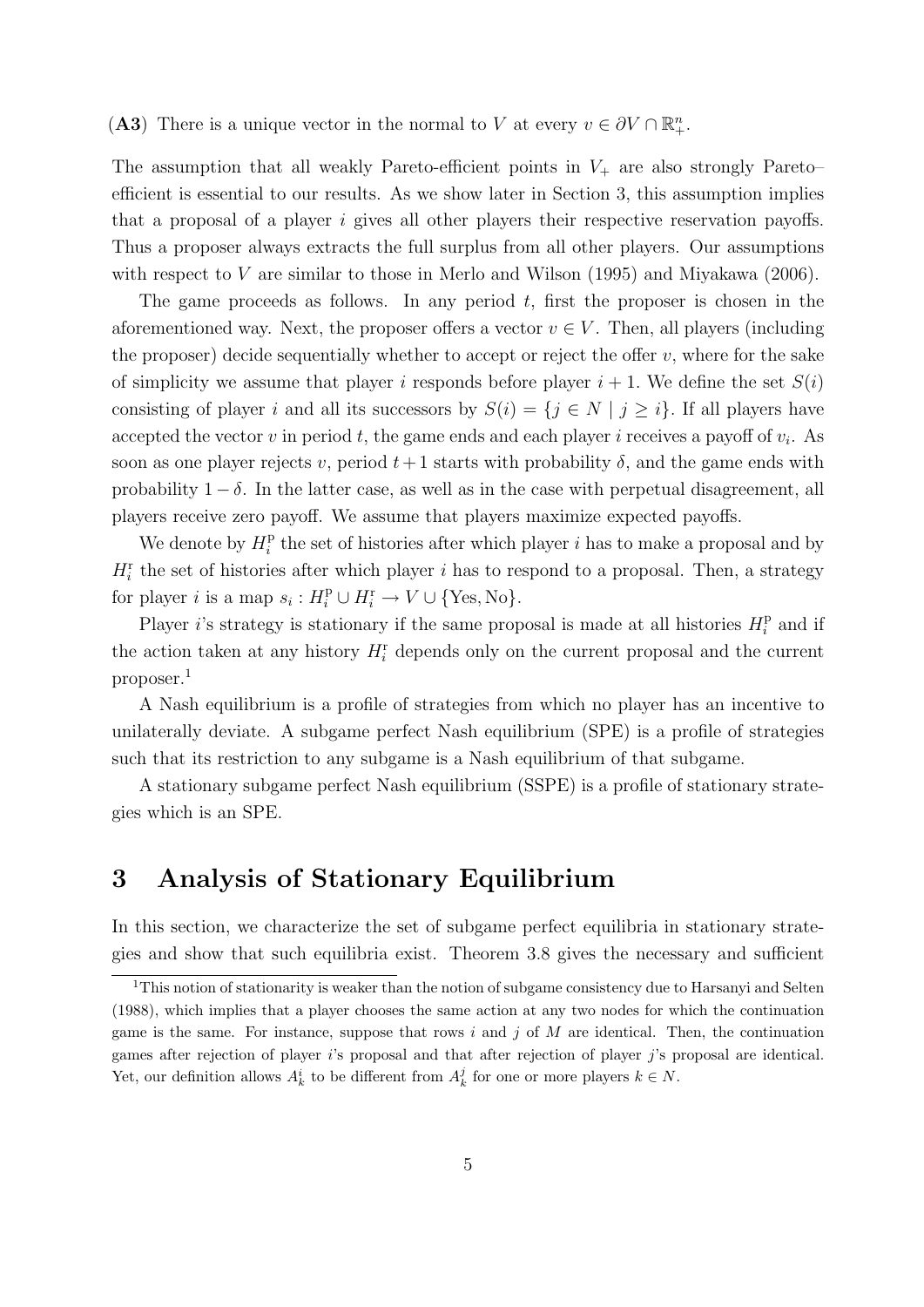**(A3)** There is a unique vector in the normal to $V$ at every $v \in \partial V \cap \mathbb{R}^n_+$.

The assumption that all weakly Pareto-efficient points in $V_+$ are also strongly Pareto–efficient is essential to our results. As we show later in Section 3, this assumption implies that a proposal of a player $i$ gives all other players their respective reservation payoffs. Thus a proposer always extracts the full surplus from all other players. Our assumptions with respect to $V$ are similar to those in Merlo and Wilson (1995) and Miyakawa (2006).

The game proceeds as follows. In any period $t$, first the proposer is chosen in the aforementioned way. Next, the proposer offers a vector $v \in V$. Then, all players (including the proposer) decide sequentially whether to accept or reject the offer $v$, where for the sake of simplicity we assume that player $i$ responds before player $i+1$. We define the set $S(i)$ consisting of player $i$ and all its successors by $S(i) = \{j \in N \mid j \geq i\}$. If all players have accepted the vector $v$ in period $t$, the game ends and each player $i$ receives a payoff of $v_i$. As soon as one player rejects $v$, period $t+1$ starts with probability $\delta$, and the game ends with probability $1-\delta$. In the latter case, as well as in the case with perpetual disagreement, all players receive zero payoff. We assume that players maximize expected payoffs.

We denote by $H_i^{\mathrm{p}}$ the set of histories after which player $i$ has to make a proposal and by $H_i^{\mathrm{r}}$ the set of histories after which player $i$ has to respond to a proposal. Then, a strategy for player $i$ is a map $s_i : H_i^{\mathrm{p}} \cup H_i^{\mathrm{r}} \to V \cup \{\text{Yes}, \text{No}\}$.

Player $i$'s strategy is stationary if the same proposal is made at all histories $H_i^{\mathrm{p}}$ and if the action taken at any history $H_i^{\mathrm{r}}$ depends only on the current proposal and the current proposer.[1]

A Nash equilibrium is a profile of strategies from which no player has an incentive to unilaterally deviate. A subgame perfect Nash equilibrium (SPE) is a profile of strategies such that its restriction to any subgame is a Nash equilibrium of that subgame.

A stationary subgame perfect Nash equilibrium (SSPE) is a profile of stationary strategies which is an SPE.

# 3 Analysis of Stationary Equilibrium

In this section, we characterize the set of subgame perfect equilibria in stationary strategies and show that such equilibria exist. Theorem 3.8 gives the necessary and sufficient

[1] This notion of stationarity is weaker than the notion of subgame consistency due to Harsanyi and Selten (1988), which implies that a player chooses the same action at any two nodes for which the continuation game is the same. For instance, suppose that rows $i$ and $j$ of $M$ are identical. Then, the continuation games after rejection of player $i$'s proposal and that after rejection of player $j$'s proposal are identical. Yet, our definition allows $A_k^i$ to be different from $A_k^j$ for one or more players $k \in N$.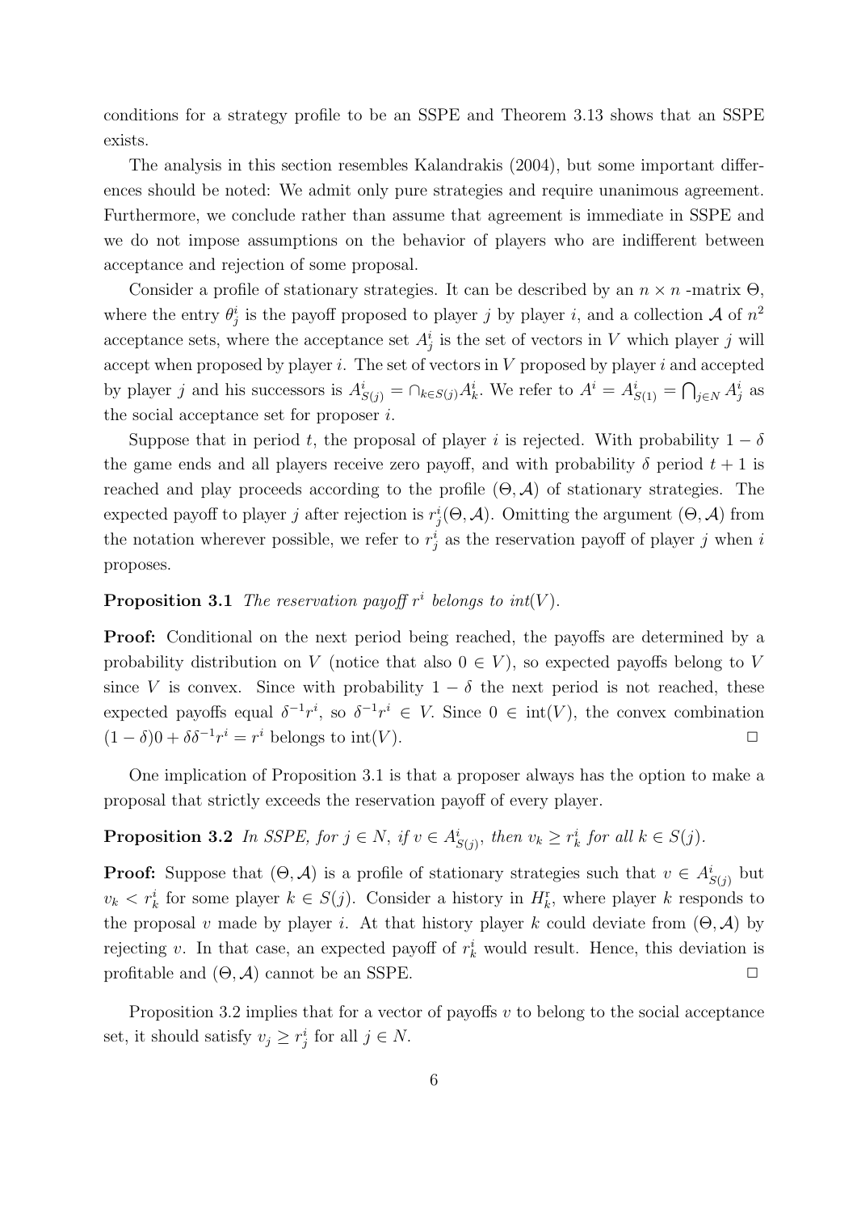conditions for a strategy profile to be an SSPE and Theorem 3.13 shows that an SSPE exists.

The analysis in this section resembles Kalandrakis (2004), but some important differences should be noted: We admit only pure strategies and require unanimous agreement. Furthermore, we conclude rather than assume that agreement is immediate in SSPE and we do not impose assumptions on the behavior of players who are indifferent between acceptance and rejection of some proposal.

Consider a profile of stationary strategies. It can be described by an $n \times n$ -matrix $\Theta$, where the entry $\theta^i_j$ is the payoff proposed to player $j$ by player $i$, and a collection $\mathcal{A}$ of $n^2$ acceptance sets, where the acceptance set $A^i_j$ is the set of vectors in $V$ which player $j$ will accept when proposed by player $i$. The set of vectors in $V$ proposed by player $i$ and accepted by player $j$ and his successors is $A^i_{S(j)} = \cap_{k \in S(j)} A^i_k$. We refer to $A^i = A^i_{S(1)} = \bigcap_{j \in N} A^i_j$ as the social acceptance set for proposer $i$.

Suppose that in period $t$, the proposal of player $i$ is rejected. With probability $1 - \delta$ the game ends and all players receive zero payoff, and with probability $\delta$ period $t + 1$ is reached and play proceeds according to the profile $(\Theta, \mathcal{A})$ of stationary strategies. The expected payoff to player $j$ after rejection is $r^i_j(\Theta, \mathcal{A})$. Omitting the argument $(\Theta, \mathcal{A})$ from the notation wherever possible, we refer to $r^i_j$ as the reservation payoff of player $j$ when $i$ proposes.

**Proposition 3.1** *The reservation payoff $r^i$ belongs to int$(V)$.*

**Proof:** Conditional on the next period being reached, the payoffs are determined by a probability distribution on $V$ (notice that also $0 \in V$), so expected payoffs belong to $V$ since $V$ is convex. Since with probability $1 - \delta$ the next period is not reached, these expected payoffs equal $\delta^{-1} r^i$, so $\delta^{-1} r^i \in V$. Since $0 \in \text{int}(V)$, the convex combination $(1 - \delta)0 + \delta\delta^{-1} r^i = r^i$ belongs to int$(V)$. □

One implication of Proposition 3.1 is that a proposer always has the option to make a proposal that strictly exceeds the reservation payoff of every player.

**Proposition 3.2** *In SSPE, for $j \in N$, if $v \in A^i_{S(j)}$, then $v_k \geq r^i_k$ for all $k \in S(j)$.*

**Proof:** Suppose that $(\Theta, \mathcal{A})$ is a profile of stationary strategies such that $v \in A^i_{S(j)}$ but $v_k < r^i_k$ for some player $k \in S(j)$. Consider a history in $H^r_k$, where player $k$ responds to the proposal $v$ made by player $i$. At that history player $k$ could deviate from $(\Theta, \mathcal{A})$ by rejecting $v$. In that case, an expected payoff of $r^i_k$ would result. Hence, this deviation is profitable and $(\Theta, \mathcal{A})$ cannot be an SSPE. □

Proposition 3.2 implies that for a vector of payoffs $v$ to belong to the social acceptance set, it should satisfy $v_j \geq r^i_j$ for all $j \in N$.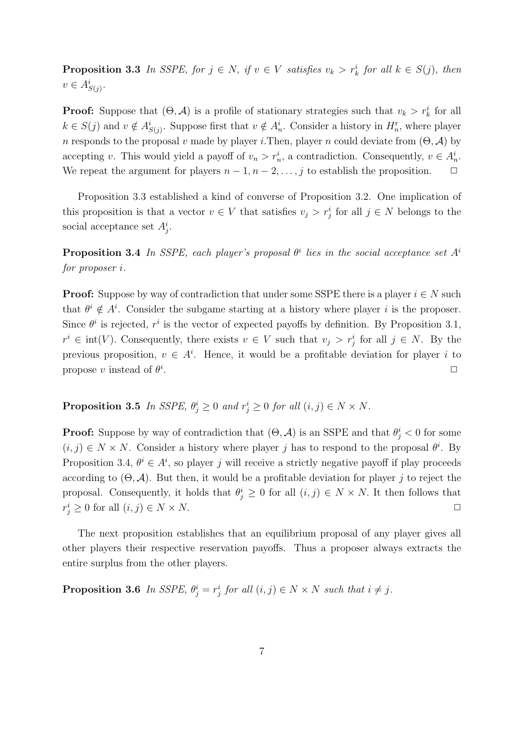**Proposition 3.3** *In SSPE, for $j \in N$, if $v \in V$ satisfies $v_k > r^i_k$ for all $k \in S(j)$, then $v \in A^i_{S(j)}$.*

**Proof:** Suppose that $(\Theta, \mathcal{A})$ is a profile of stationary strategies such that $v_k > r^i_k$ for all $k \in S(j)$ and $v \notin A^i_{S(j)}$. Suppose first that $v \notin A^i_n$. Consider a history in $H^{\mathrm{r}}_n$, where player $n$ responds to the proposal $v$ made by player $i$.Then, player $n$ could deviate from $(\Theta, \mathcal{A})$ by accepting $v$. This would yield a payoff of $v_n > r^i_n$, a contradiction. Consequently, $v \in A^i_n$. We repeat the argument for players $n-1, n-2, \ldots, j$ to establish the proposition. □

Proposition 3.3 established a kind of converse of Proposition 3.2. One implication of this proposition is that a vector $v \in V$ that satisfies $v_j > r^i_j$ for all $j \in N$ belongs to the social acceptance set $A^i_j$.

**Proposition 3.4** *In SSPE, each player's proposal $\theta^i$ lies in the social acceptance set $A^i$ for proposer $i$.*

**Proof:** Suppose by way of contradiction that under some SSPE there is a player $i \in N$ such that $\theta^i \notin A^i$. Consider the subgame starting at a history where player $i$ is the proposer. Since $\theta^i$ is rejected, $r^i$ is the vector of expected payoffs by definition. By Proposition 3.1, $r^i \in \mathrm{int}(V)$. Consequently, there exists $v \in V$ such that $v_j > r^i_j$ for all $j \in N$. By the previous proposition, $v \in A^i$. Hence, it would be a profitable deviation for player $i$ to propose $v$ instead of $\theta^i$. □

**Proposition 3.5** *In SSPE, $\theta^i_j \geq 0$ and $r^i_j \geq 0$ for all $(i, j) \in N \times N$.*

**Proof:** Suppose by way of contradiction that $(\Theta, \mathcal{A})$ is an SSPE and that $\theta^i_j < 0$ for some $(i, j) \in N \times N$. Consider a history where player $j$ has to respond to the proposal $\theta^i$. By Proposition 3.4, $\theta^i \in A^i$, so player $j$ will receive a strictly negative payoff if play proceeds according to $(\Theta, \mathcal{A})$. But then, it would be a profitable deviation for player $j$ to reject the proposal. Consequently, it holds that $\theta^i_j \geq 0$ for all $(i, j) \in N \times N$. It then follows that $r^i_j \geq 0$ for all $(i, j) \in N \times N$. □

The next proposition establishes that an equilibrium proposal of any player gives all other players their respective reservation payoffs. Thus a proposer always extracts the entire surplus from the other players.

**Proposition 3.6** *In SSPE, $\theta^i_j = r^i_j$ for all $(i, j) \in N \times N$ such that $i \neq j$.*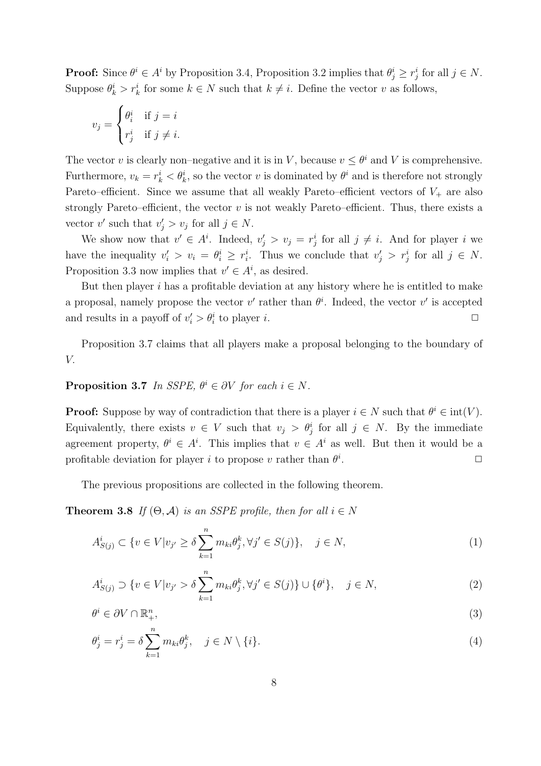**Proof:** Since $\theta^i \in A^i$ by Proposition 3.4, Proposition 3.2 implies that $\theta^i_j \geq r^i_j$ for all $j \in N$. Suppose $\theta^i_k > r^i_k$ for some $k \in N$ such that $k \neq i$. Define the vector $v$ as follows,

$$v_j = \begin{cases} \theta^i_i & \text{if } j = i \\ r^i_j & \text{if } j \neq i. \end{cases}$$

The vector $v$ is clearly non–negative and it is in $V$, because $v \leq \theta^i$ and $V$ is comprehensive. Furthermore, $v_k = r^i_k < \theta^i_k$, so the vector $v$ is dominated by $\theta^i$ and is therefore not strongly Pareto–efficient. Since we assume that all weakly Pareto–efficient vectors of $V_+$ are also strongly Pareto–efficient, the vector $v$ is not weakly Pareto–efficient. Thus, there exists a vector $v'$ such that $v'_j > v_j$ for all $j \in N$.

We show now that $v' \in A^i$. Indeed, $v'_j > v_j = r^i_j$ for all $j \neq i$. And for player $i$ we have the inequality $v'_i > v_i = \theta^i_i \geq r^i_i$. Thus we conclude that $v'_j > r^i_j$ for all $j \in N$. Proposition 3.3 now implies that $v' \in A^i$, as desired.

But then player $i$ has a profitable deviation at any history where he is entitled to make a proposal, namely propose the vector $v'$ rather than $\theta^i$. Indeed, the vector $v'$ is accepted and results in a payoff of $v'_i > \theta^i_i$ to player $i$. □

Proposition 3.7 claims that all players make a proposal belonging to the boundary of $V$.

**Proposition 3.7** *In SSPE, $\theta^i \in \partial V$ for each $i \in N$.*

**Proof:** Suppose by way of contradiction that there is a player $i \in N$ such that $\theta^i \in \text{int}(V)$. Equivalently, there exists $v \in V$ such that $v_j > \theta^i_j$ for all $j \in N$. By the immediate agreement property, $\theta^i \in A^i$. This implies that $v \in A^i$ as well. But then it would be a profitable deviation for player $i$ to propose $v$ rather than $\theta^i$. □

The previous propositions are collected in the following theorem.

**Theorem 3.8** *If $(\Theta, \mathcal{A})$ is an SSPE profile, then for all $i \in N$*

$$A^i_{S(j)} \subset \{v \in V | v_{j'} \geq \delta \sum_{k=1}^{n} m_{ki} \theta^k_j, \forall j' \in S(j)\}, \quad j \in N, \tag{1}$$

$$A^i_{S(j)} \supset \{v \in V | v_{j'} > \delta \sum_{k=1}^{n} m_{ki} \theta^k_j, \forall j' \in S(j)\} \cup \{\theta^i\}, \quad j \in N, \tag{2}$$

$$\theta^i \in \partial V \cap \mathbb{R}^n_+, \tag{3}$$

$$\theta^i_j = r^i_j = \delta \sum_{k=1}^{n} m_{ki} \theta^k_j, \quad j \in N \setminus \{i\}. \tag{4}$$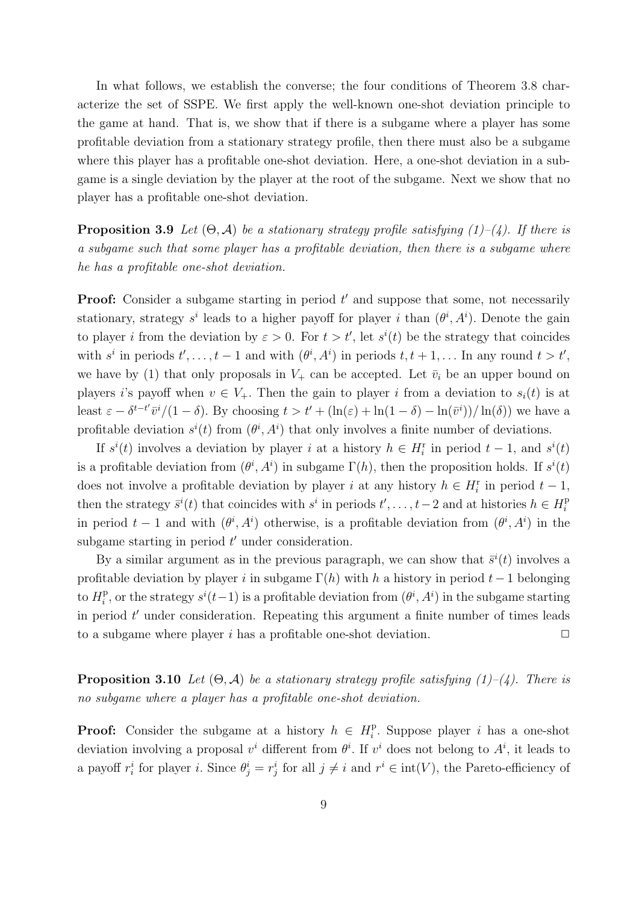In what follows, we establish the converse; the four conditions of Theorem 3.8 characterize the set of SSPE. We first apply the well-known one-shot deviation principle to the game at hand. That is, we show that if there is a subgame where a player has some profitable deviation from a stationary strategy profile, then there must also be a subgame where this player has a profitable one-shot deviation. Here, a one-shot deviation in a subgame is a single deviation by the player at the root of the subgame. Next we show that no player has a profitable one-shot deviation.

**Proposition 3.9** *Let $(\Theta, \mathcal{A})$ be a stationary strategy profile satisfying (1)–(4). If there is a subgame such that some player has a profitable deviation, then there is a subgame where he has a profitable one-shot deviation.*

**Proof:** Consider a subgame starting in period $t'$ and suppose that some, not necessarily stationary, strategy $s^i$ leads to a higher payoff for player $i$ than $(\theta^i, A^i)$. Denote the gain to player $i$ from the deviation by $\varepsilon > 0$. For $t > t'$, let $s^i(t)$ be the strategy that coincides with $s^i$ in periods $t', \ldots, t-1$ and with $(\theta^i, A^i)$ in periods $t, t+1, \ldots$ In any round $t > t'$, we have by (1) that only proposals in $V_+$ can be accepted. Let $\bar{v}_i$ be an upper bound on players $i$'s payoff when $v \in V_+$. Then the gain to player $i$ from a deviation to $s_i(t)$ is at least $\varepsilon - \delta^{t-t'}\bar{v}^i/(1-\delta)$. By choosing $t > t' + (\ln(\varepsilon) + \ln(1-\delta) - \ln(\bar{v}^i))/\ln(\delta))$ we have a profitable deviation $s^i(t)$ from $(\theta^i, A^i)$ that only involves a finite number of deviations.

If $s^i(t)$ involves a deviation by player $i$ at a history $h \in H^{\mathrm{r}}_i$ in period $t-1$, and $s^i(t)$ is a profitable deviation from $(\theta^i, A^i)$ in subgame $\Gamma(h)$, then the proposition holds. If $s^i(t)$ does not involve a profitable deviation by player $i$ at any history $h \in H^{\mathrm{r}}_i$ in period $t-1$, then the strategy $\bar{s}^i(t)$ that coincides with $s^i$ in periods $t', \ldots, t-2$ and at histories $h \in H^{\mathrm{p}}_i$ in period $t-1$ and with $(\theta^i, A^i)$ otherwise, is a profitable deviation from $(\theta^i, A^i)$ in the subgame starting in period $t'$ under consideration.

By a similar argument as in the previous paragraph, we can show that $\bar{s}^i(t)$ involves a profitable deviation by player $i$ in subgame $\Gamma(h)$ with $h$ a history in period $t-1$ belonging to $H^{\mathrm{p}}_i$, or the strategy $s^i(t-1)$ is a profitable deviation from $(\theta^i, A^i)$ in the subgame starting in period $t'$ under consideration. Repeating this argument a finite number of times leads to a subgame where player $i$ has a profitable one-shot deviation. $\square$

**Proposition 3.10** *Let $(\Theta, \mathcal{A})$ be a stationary strategy profile satisfying (1)–(4). There is no subgame where a player has a profitable one-shot deviation.*

**Proof:** Consider the subgame at a history $h \in H^{\mathrm{p}}_i$. Suppose player $i$ has a one-shot deviation involving a proposal $v^i$ different from $\theta^i$. If $v^i$ does not belong to $A^i$, it leads to a payoff $r^i_i$ for player $i$. Since $\theta^i_j = r^i_j$ for all $j \neq i$ and $r^i \in \mathrm{int}(V)$, the Pareto-efficiency of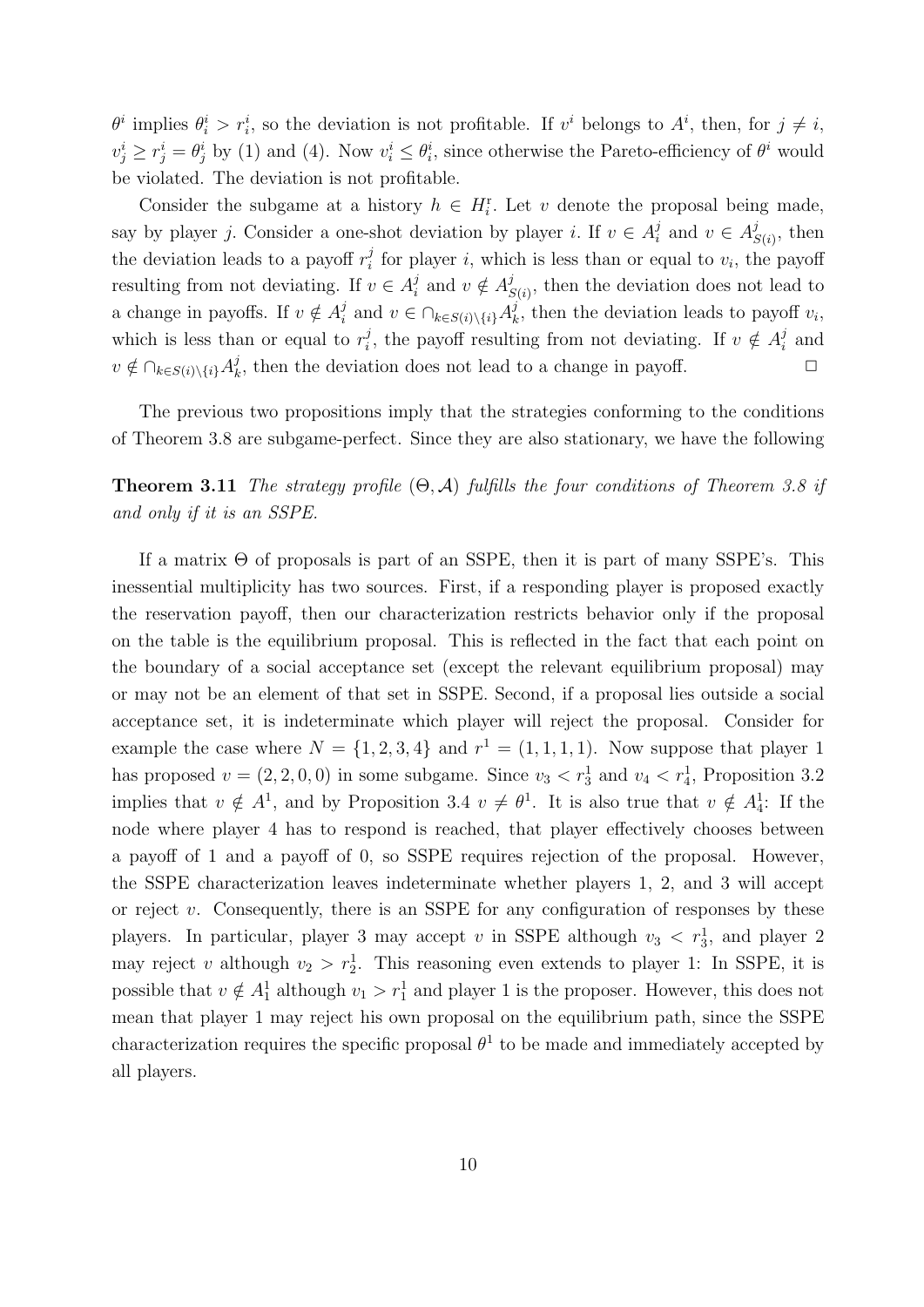$\theta^i$ implies $\theta^i_i > r^i_i$, so the deviation is not profitable. If $v^i$ belongs to $A^i$, then, for $j \neq i$, $v^i_j \geq r^i_j = \theta^i_j$ by (1) and (4). Now $v^i_i \leq \theta^i_i$, since otherwise the Pareto-efficiency of $\theta^i$ would be violated. The deviation is not profitable.

Consider the subgame at a history $h \in H^{\mathrm{r}}_i$. Let $v$ denote the proposal being made, say by player $j$. Consider a one-shot deviation by player $i$. If $v \in A^j_i$ and $v \in A^j_{S(i)}$, then the deviation leads to a payoff $r^j_i$ for player $i$, which is less than or equal to $v_i$, the payoff resulting from not deviating. If $v \in A^j_i$ and $v \notin A^j_{S(i)}$, then the deviation does not lead to a change in payoffs. If $v \notin A^j_i$ and $v \in \cap_{k \in S(i)\setminus\{i\}} A^j_k$, then the deviation leads to payoff $v_i$, which is less than or equal to $r^j_i$, the payoff resulting from not deviating. If $v \notin A^j_i$ and $v \notin \cap_{k \in S(i)\setminus\{i\}} A^j_k$, then the deviation does not lead to a change in payoff. $\square$

The previous two propositions imply that the strategies conforming to the conditions of Theorem 3.8 are subgame-perfect. Since they are also stationary, we have the following

**Theorem 3.11** *The strategy profile $(\Theta, \mathcal{A})$ fulfills the four conditions of Theorem 3.8 if and only if it is an SSPE.*

If a matrix $\Theta$ of proposals is part of an SSPE, then it is part of many SSPE's. This inessential multiplicity has two sources. First, if a responding player is proposed exactly the reservation payoff, then our characterization restricts behavior only if the proposal on the table is the equilibrium proposal. This is reflected in the fact that each point on the boundary of a social acceptance set (except the relevant equilibrium proposal) may or may not be an element of that set in SSPE. Second, if a proposal lies outside a social acceptance set, it is indeterminate which player will reject the proposal. Consider for example the case where $N = \{1, 2, 3, 4\}$ and $r^1 = (1, 1, 1, 1)$. Now suppose that player 1 has proposed $v = (2, 2, 0, 0)$ in some subgame. Since $v_3 < r^1_3$ and $v_4 < r^1_4$, Proposition 3.2 implies that $v \notin A^1$, and by Proposition 3.4 $v \neq \theta^1$. It is also true that $v \notin A^1_4$: If the node where player 4 has to respond is reached, that player effectively chooses between a payoff of 1 and a payoff of 0, so SSPE requires rejection of the proposal. However, the SSPE characterization leaves indeterminate whether players 1, 2, and 3 will accept or reject $v$. Consequently, there is an SSPE for any configuration of responses by these players. In particular, player 3 may accept $v$ in SSPE although $v_3 < r^1_3$, and player 2 may reject $v$ although $v_2 > r^1_2$. This reasoning even extends to player 1: In SSPE, it is possible that $v \notin A^1_1$ although $v_1 > r^1_1$ and player 1 is the proposer. However, this does not mean that player 1 may reject his own proposal on the equilibrium path, since the SSPE characterization requires the specific proposal $\theta^1$ to be made and immediately accepted by all players.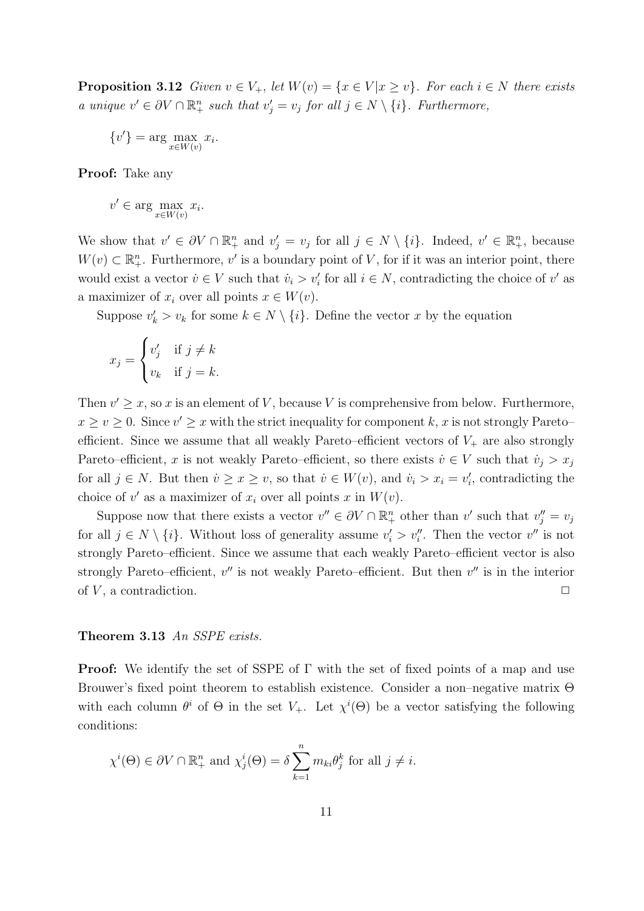**Proposition 3.12** *Given $v \in V_+$, let $W(v) = \{x \in V | x \geq v\}$. For each $i \in N$ there exists a unique $v' \in \partial V \cap \mathbb{R}^n_+$ such that $v'_j = v_j$ for all $j \in N \setminus \{i\}$. Furthermore,*

$$\{v'\} = \arg \max_{x \in W(v)} x_i.$$

**Proof:** Take any

$$v' \in \arg \max_{x \in W(v)} x_i.$$

We show that $v' \in \partial V \cap \mathbb{R}^n_+$ and $v'_j = v_j$ for all $j \in N \setminus \{i\}$. Indeed, $v' \in \mathbb{R}^n_+$, because $W(v) \subset \mathbb{R}^n_+$. Furthermore, $v'$ is a boundary point of $V$, for if it was an interior point, there would exist a vector $\dot{v} \in V$ such that $\dot{v}_i > v'_i$ for all $i \in N$, contradicting the choice of $v'$ as a maximizer of $x_i$ over all points $x \in W(v)$.

Suppose $v'_k > v_k$ for some $k \in N \setminus \{i\}$. Define the vector $x$ by the equation

$$x_j = \begin{cases} v'_j & \text{if } j \neq k \\ v_k & \text{if } j = k. \end{cases}$$

Then $v' \geq x$, so $x$ is an element of $V$, because $V$ is comprehensive from below. Furthermore, $x \geq v \geq 0$. Since $v' \geq x$ with the strict inequality for component $k$, $x$ is not strongly Pareto–efficient. Since we assume that all weakly Pareto–efficient vectors of $V_+$ are also strongly Pareto–efficient, $x$ is not weakly Pareto–efficient, so there exists $\dot{v} \in V$ such that $\dot{v}_j > x_j$ for all $j \in N$. But then $\dot{v} \geq x \geq v$, so that $\dot{v} \in W(v)$, and $\dot{v}_i > x_i = v'_i$, contradicting the choice of $v'$ as a maximizer of $x_i$ over all points $x$ in $W(v)$.

Suppose now that there exists a vector $v'' \in \partial V \cap \mathbb{R}^n_+$ other than $v'$ such that $v''_j = v_j$ for all $j \in N \setminus \{i\}$. Without loss of generality assume $v'_i > v''_i$. Then the vector $v''$ is not strongly Pareto–efficient. Since we assume that each weakly Pareto–efficient vector is also strongly Pareto–efficient, $v''$ is not weakly Pareto–efficient. But then $v''$ is in the interior of $V$, a contradiction. □

**Theorem 3.13** *An SSPE exists.*

**Proof:** We identify the set of SSPE of Γ with the set of fixed points of a map and use Brouwer's fixed point theorem to establish existence. Consider a non–negative matrix Θ with each column $\theta^i$ of Θ in the set $V_+$. Let $\chi^i(\Theta)$ be a vector satisfying the following conditions:

$$\chi^i(\Theta) \in \partial V \cap \mathbb{R}^n_+ \text{ and } \chi^i_j(\Theta) = \delta \sum_{k=1}^{n} m_{ki} \theta^k_j \text{ for all } j \neq i.$$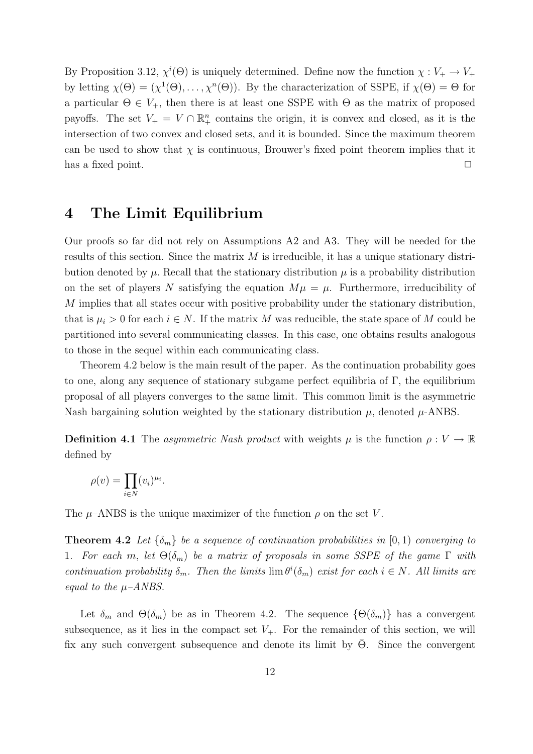By Proposition 3.12, $\chi^i(\Theta)$ is uniquely determined. Define now the function $\chi : V_+ \to V_+$ by letting $\chi(\Theta) = (\chi^1(\Theta), \ldots, \chi^n(\Theta))$. By the characterization of SSPE, if $\chi(\Theta) = \Theta$ for a particular $\Theta \in V_+$, then there is at least one SSPE with $\Theta$ as the matrix of proposed payoffs. The set $V_+ = V \cap \mathbb{R}^n_+$ contains the origin, it is convex and closed, as it is the intersection of two convex and closed sets, and it is bounded. Since the maximum theorem can be used to show that $\chi$ is continuous, Brouwer's fixed point theorem implies that it has a fixed point. □

# 4 The Limit Equilibrium

Our proofs so far did not rely on Assumptions A2 and A3. They will be needed for the results of this section. Since the matrix $M$ is irreducible, it has a unique stationary distribution denoted by $\mu$. Recall that the stationary distribution $\mu$ is a probability distribution on the set of players $N$ satisfying the equation $M\mu = \mu$. Furthermore, irreducibility of $M$ implies that all states occur with positive probability under the stationary distribution, that is $\mu_i > 0$ for each $i \in N$. If the matrix $M$ was reducible, the state space of $M$ could be partitioned into several communicating classes. In this case, one obtains results analogous to those in the sequel within each communicating class.

Theorem 4.2 below is the main result of the paper. As the continuation probability goes to one, along any sequence of stationary subgame perfect equilibria of $\Gamma$, the equilibrium proposal of all players converges to the same limit. This common limit is the asymmetric Nash bargaining solution weighted by the stationary distribution $\mu$, denoted $\mu$-ANBS.

**Definition 4.1** The *asymmetric Nash product* with weights $\mu$ is the function $\rho : V \to \mathbb{R}$ defined by

$$\rho(v) = \prod_{i \in N} (v_i)^{\mu_i}.$$

The $\mu$–ANBS is the unique maximizer of the function $\rho$ on the set $V$.

**Theorem 4.2** *Let $\{\delta_m\}$ be a sequence of continuation probabilities in $[0, 1)$ converging to 1. For each $m$, let $\Theta(\delta_m)$ be a matrix of proposals in some SSPE of the game $\Gamma$ with continuation probability $\delta_m$. Then the limits $\lim \theta^i(\delta_m)$ exist for each $i \in N$. All limits are equal to the $\mu$–ANBS.*

Let $\delta_m$ and $\Theta(\delta_m)$ be as in Theorem 4.2. The sequence $\{\Theta(\delta_m)\}$ has a convergent subsequence, as it lies in the compact set $V_+$. For the remainder of this section, we will fix any such convergent subsequence and denote its limit by $\bar{\Theta}$. Since the convergent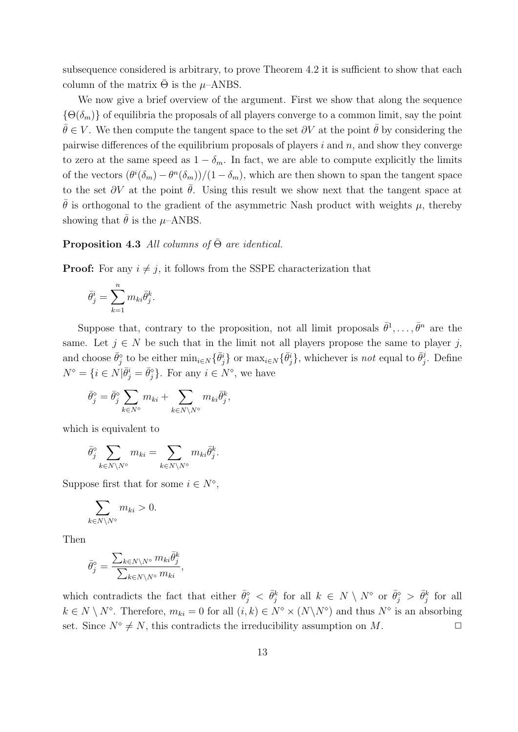subsequence considered is arbitrary, to prove Theorem 4.2 it is sufficient to show that each column of the matrix $\bar{\Theta}$ is the $\mu$–ANBS.

We now give a brief overview of the argument. First we show that along the sequence $\{\Theta(\delta_m)\}$ of equilibria the proposals of all players converge to a common limit, say the point $\bar{\theta} \in V$. We then compute the tangent space to the set $\partial V$ at the point $\bar{\theta}$ by considering the pairwise differences of the equilibrium proposals of players $i$ and $n$, and show they converge to zero at the same speed as $1-\delta_m$. In fact, we are able to compute explicitly the limits of the vectors $(\theta^i(\delta_m) - \theta^n(\delta_m))/(1-\delta_m)$, which are then shown to span the tangent space to the set $\partial V$ at the point $\bar{\theta}$. Using this result we show next that the tangent space at $\bar{\theta}$ is orthogonal to the gradient of the asymmetric Nash product with weights $\mu$, thereby showing that $\bar{\theta}$ is the $\mu$–ANBS.

**Proposition 4.3** *All columns of $\bar{\Theta}$ are identical.*

**Proof:** For any $i \neq j$, it follows from the SSPE characterization that

$$\bar{\theta}^i_j = \sum_{k=1}^{n} m_{ki} \bar{\theta}^k_j.$$

Suppose that, contrary to the proposition, not all limit proposals $\bar{\theta}^1, \ldots, \bar{\theta}^n$ are the same. Let $j \in N$ be such that in the limit not all players propose the same to player $j$, and choose $\bar{\theta}^\diamond_j$ to be either $\min_{i \in N}\{\bar{\theta}^i_j\}$ or $\max_{i \in N}\{\bar{\theta}^i_j\}$, whichever is *not* equal to $\bar{\theta}^j_j$. Define $N^\diamond = \{i \in N | \bar{\theta}^i_j = \bar{\theta}^\diamond_j\}$. For any $i \in N^\diamond$, we have

$$\bar{\theta}^\diamond_j = \bar{\theta}^\diamond_j \sum_{k \in N^\diamond} m_{ki} + \sum_{k \in N \setminus N^\diamond} m_{ki} \bar{\theta}^k_j,$$

which is equivalent to

$$\bar{\theta}^\diamond_j \sum_{k \in N \setminus N^\diamond} m_{ki} = \sum_{k \in N \setminus N^\diamond} m_{ki} \bar{\theta}^k_j.$$

Suppose first that for some $i \in N^\diamond$,

$$\sum_{k \in N \setminus N^\diamond} m_{ki} > 0.$$

Then

$$\bar{\theta}^\diamond_j = \frac{\sum_{k \in N \setminus N^\diamond} m_{ki} \bar{\theta}^k_j}{\sum_{k \in N \setminus N^\diamond} m_{ki}},$$

which contradicts the fact that either $\bar{\theta}^\diamond_j < \bar{\theta}^k_j$ for all $k \in N \setminus N^\diamond$ or $\bar{\theta}^\diamond_j > \bar{\theta}^k_j$ for all $k \in N \setminus N^\diamond$. Therefore, $m_{ki} = 0$ for all $(i,k) \in N^\diamond \times (N \setminus N^\diamond)$ and thus $N^\diamond$ is an absorbing set. Since $N^\diamond \neq N$, this contradicts the irreducibility assumption on $M$. □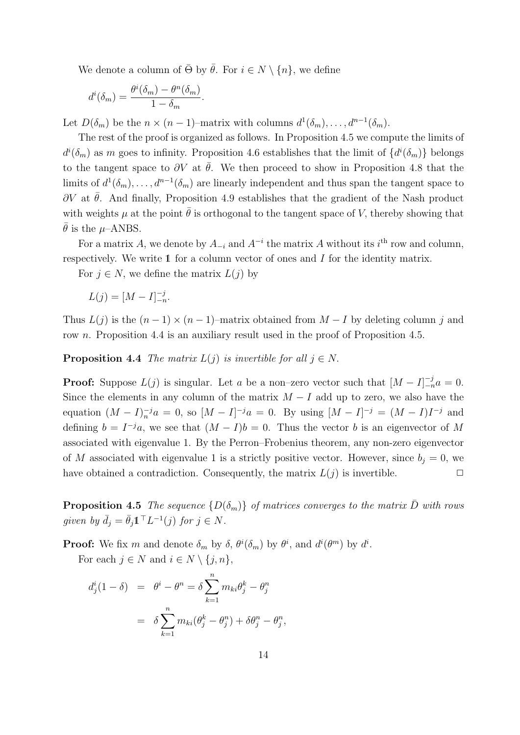We denote a column of $\bar{\Theta}$ by $\bar{\theta}$. For $i \in N \setminus \{n\}$, we define

$$d^i(\delta_m) = \frac{\theta^i(\delta_m) - \theta^n(\delta_m)}{1 - \delta_m}.$$

Let $D(\delta_m)$ be the $n \times (n-1)$–matrix with columns $d^1(\delta_m), \ldots, d^{n-1}(\delta_m)$.

The rest of the proof is organized as follows. In Proposition 4.5 we compute the limits of $d^i(\delta_m)$ as $m$ goes to infinity. Proposition 4.6 establishes that the limit of $\{d^i(\delta_m)\}$ belongs to the tangent space to $\partial V$ at $\bar{\theta}$. We then proceed to show in Proposition 4.8 that the limits of $d^1(\delta_m), \ldots, d^{n-1}(\delta_m)$ are linearly independent and thus span the tangent space to $\partial V$ at $\bar{\theta}$. And finally, Proposition 4.9 establishes that the gradient of the Nash product with weights $\mu$ at the point $\bar{\theta}$ is orthogonal to the tangent space of $V$, thereby showing that $\bar{\theta}$ is the $\mu$–ANBS.

For a matrix $A$, we denote by $A_{-i}$ and $A^{-i}$ the matrix $A$ without its $i^{\text{th}}$ row and column, respectively. We write $\mathbb{1}$ for a column vector of ones and $I$ for the identity matrix.

For $j \in N$, we define the matrix $L(j)$ by

$$L(j) = [M - I]^{-j}_{-n}.$$

Thus $L(j)$ is the $(n-1) \times (n-1)$–matrix obtained from $M - I$ by deleting column $j$ and row $n$. Proposition 4.4 is an auxiliary result used in the proof of Proposition 4.5.

**Proposition 4.4** *The matrix $L(j)$ is invertible for all $j \in N$.*

**Proof:** Suppose $L(j)$ is singular. Let $a$ be a non–zero vector such that $[M - I]^{-j}_{-n} a = 0$. Since the elements in any column of the matrix $M - I$ add up to zero, we also have the equation $(M - I)^{-j}_{n} a = 0$, so $[M - I]^{-j} a = 0$. By using $[M - I]^{-j} = (M - I) I^{-j}$ and defining $b = I^{-j} a$, we see that $(M - I) b = 0$. Thus the vector $b$ is an eigenvector of $M$ associated with eigenvalue 1. By the Perron–Frobenius theorem, any non-zero eigenvector of $M$ associated with eigenvalue 1 is a strictly positive vector. However, since $b_j = 0$, we have obtained a contradiction. Consequently, the matrix $L(j)$ is invertible. $\square$

**Proposition 4.5** *The sequence $\{D(\delta_m)\}$ of matrices converges to the matrix $\bar{D}$ with rows given by $\bar{d}_j = \bar{\theta}_j \mathbb{1}^\top L^{-1}(j)$ for $j \in N$.*

**Proof:** We fix $m$ and denote $\delta_m$ by $\delta$, $\theta^i(\delta_m)$ by $\theta^i$, and $d^i(\theta^m)$ by $d^i$.

For each $j \in N$ and $i \in N \setminus \{j, n\}$,

$$\begin{aligned}
d^i_j(1 - \delta) &= \theta^i - \theta^n = \delta \sum_{k=1}^{n} m_{ki} \theta^k_j - \theta^n_j \\
&= \delta \sum_{k=1}^{n} m_{ki} (\theta^k_j - \theta^n_j) + \delta \theta^n_j - \theta^n_j,
\end{aligned}$$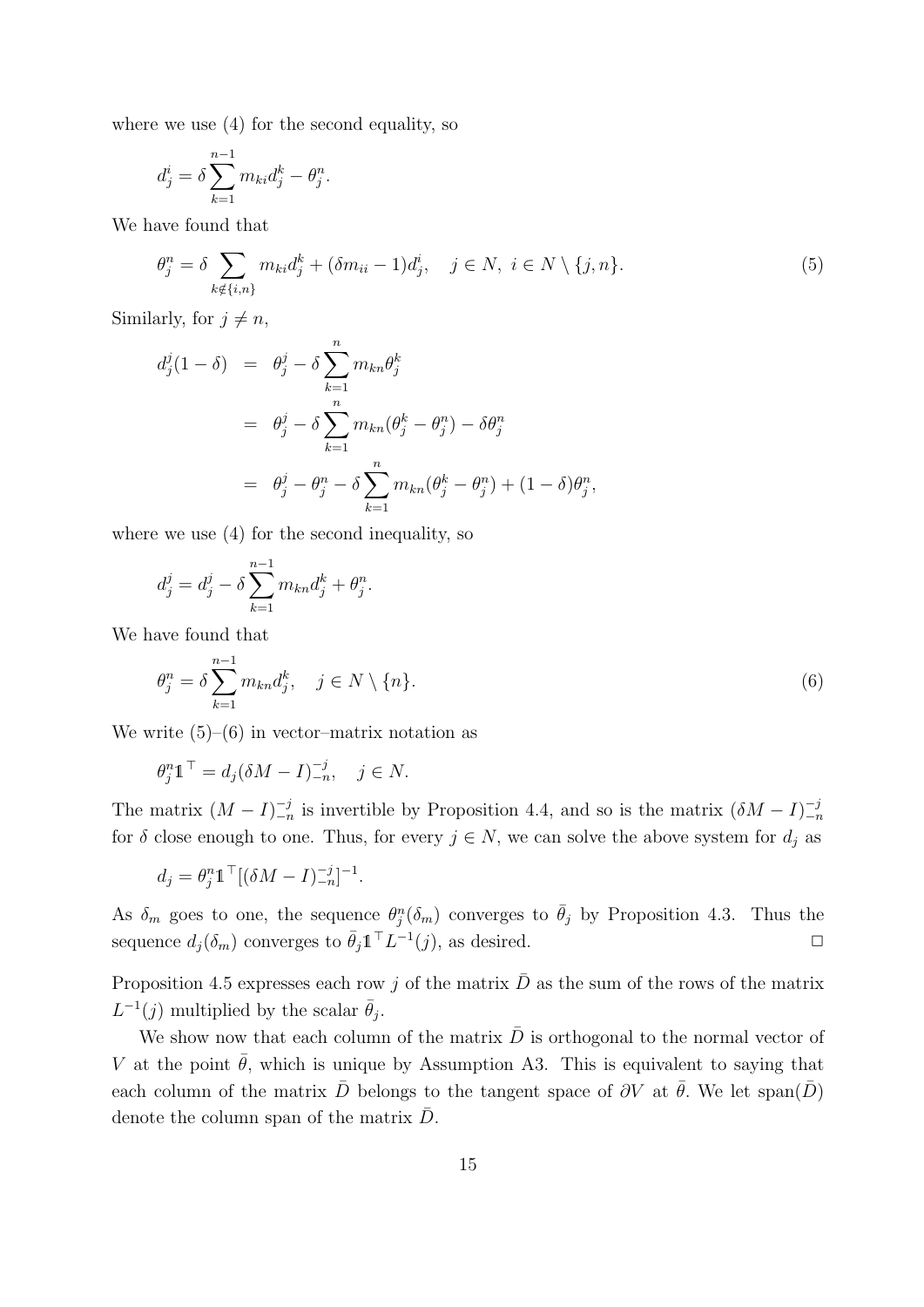where we use (4) for the second equality, so

$$d^i_j = \delta \sum_{k=1}^{n-1} m_{ki} d^k_j - \theta^n_j.$$

We have found that

$$\theta^n_j = \delta \sum_{k \notin \{i,n\}} m_{ki} d^k_j + (\delta m_{ii} - 1) d^i_j, \quad j \in N,\ i \in N \setminus \{j, n\}. \tag{5}$$

Similarly, for $j \neq n$,

$$\begin{aligned}
d^j_j(1-\delta) &= \theta^j_j - \delta \sum_{k=1}^{n} m_{kn} \theta^k_j \\
&= \theta^j_j - \delta \sum_{k=1}^{n} m_{kn} (\theta^k_j - \theta^n_j) - \delta \theta^n_j \\
&= \theta^j_j - \theta^n_j - \delta \sum_{k=1}^{n} m_{kn} (\theta^k_j - \theta^n_j) + (1-\delta)\theta^n_j,
\end{aligned}$$

where we use (4) for the second inequality, so

$$d^j_j = d^j_j - \delta \sum_{k=1}^{n-1} m_{kn} d^k_j + \theta^n_j.$$

We have found that

$$\theta^n_j = \delta \sum_{k=1}^{n-1} m_{kn} d^k_j, \quad j \in N \setminus \{n\}. \tag{6}$$

We write (5)–(6) in vector–matrix notation as

$$\theta^n_j \mathbb{1}^\top = d_j (\delta M - I)^{-j}_{-n}, \quad j \in N.$$

The matrix $(M-I)^{-j}_{-n}$ is invertible by Proposition 4.4, and so is the matrix $(\delta M - I)^{-j}_{-n}$ for $\delta$ close enough to one. Thus, for every $j \in N$, we can solve the above system for $d_j$ as

$$d_j = \theta^n_j \mathbb{1}^\top [(\delta M - I)^{-j}_{-n}]^{-1}.$$

As $\delta_m$ goes to one, the sequence $\theta^n_j(\delta_m)$ converges to $\bar{\theta}_j$ by Proposition 4.3. Thus the sequence $d_j(\delta_m)$ converges to $\bar{\theta}_j \mathbb{1}^\top L^{-1}(j)$, as desired. □

Proposition 4.5 expresses each row $j$ of the matrix $\bar{D}$ as the sum of the rows of the matrix $L^{-1}(j)$ multiplied by the scalar $\bar{\theta}_j$.

We show now that each column of the matrix $\bar{D}$ is orthogonal to the normal vector of $V$ at the point $\bar{\theta}$, which is unique by Assumption A3. This is equivalent to saying that each column of the matrix $\bar{D}$ belongs to the tangent space of $\partial V$ at $\bar{\theta}$. We let $\text{span}(\bar{D})$ denote the column span of the matrix $\bar{D}$.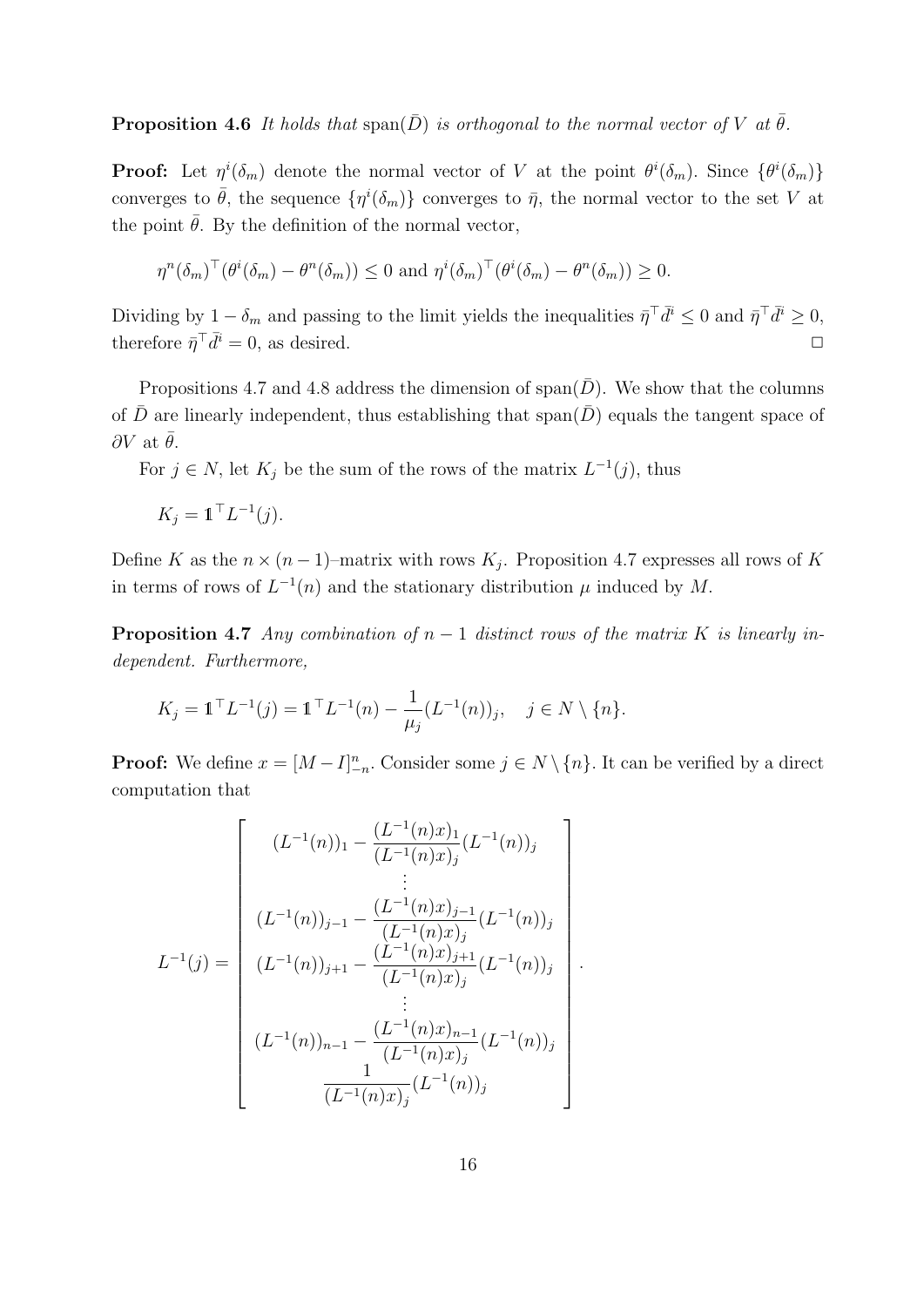**Proposition 4.6** *It holds that* $\operatorname{span}(\bar{D})$ *is orthogonal to the normal vector of* $V$ *at* $\bar{\theta}$.

**Proof:** Let $\eta^i(\delta_m)$ denote the normal vector of $V$ at the point $\theta^i(\delta_m)$. Since $\{\theta^i(\delta_m)\}$ converges to $\bar{\theta}$, the sequence $\{\eta^i(\delta_m)\}$ converges to $\bar{\eta}$, the normal vector to the set $V$ at the point $\bar{\theta}$. By the definition of the normal vector,

$$\eta^n(\delta_m)^\top(\theta^i(\delta_m) - \theta^n(\delta_m)) \leq 0 \text{ and } \eta^i(\delta_m)^\top(\theta^i(\delta_m) - \theta^n(\delta_m)) \geq 0.$$

Dividing by $1 - \delta_m$ and passing to the limit yields the inequalities $\bar{\eta}^\top \bar{d}^i \leq 0$ and $\bar{\eta}^\top \bar{d}^i \geq 0$, therefore $\bar{\eta}^\top \bar{d}^i = 0$, as desired. $\square$

Propositions 4.7 and 4.8 address the dimension of $\operatorname{span}(\bar{D})$. We show that the columns of $\bar{D}$ are linearly independent, thus establishing that $\operatorname{span}(\bar{D})$ equals the tangent space of $\partial V$ at $\bar{\theta}$.

For $j \in N$, let $K_j$ be the sum of the rows of the matrix $L^{-1}(j)$, thus

$$K_j = \mathbb{1}^\top L^{-1}(j).$$

Define $K$ as the $n \times (n-1)$–matrix with rows $K_j$. Proposition 4.7 expresses all rows of $K$ in terms of rows of $L^{-1}(n)$ and the stationary distribution $\mu$ induced by $M$.

**Proposition 4.7** *Any combination of* $n-1$ *distinct rows of the matrix* $K$ *is linearly independent. Furthermore,*

$$K_j = \mathbb{1}^\top L^{-1}(j) = \mathbb{1}^\top L^{-1}(n) - \frac{1}{\mu_j}(L^{-1}(n))_j, \quad j \in N \setminus \{n\}.$$

**Proof:** We define $x = [M - I]^n_{-n}$. Consider some $j \in N \setminus \{n\}$. It can be verified by a direct computation that

$$L^{-1}(j) = \begin{bmatrix} (L^{-1}(n))_1 - \dfrac{(L^{-1}(n)x)_1}{(L^{-1}(n)x)_j}(L^{-1}(n))_j \\ \vdots \\ (L^{-1}(n))_{j-1} - \dfrac{(L^{-1}(n)x)_{j-1}}{(L^{-1}(n)x)_j}(L^{-1}(n))_j \\ (L^{-1}(n))_{j+1} - \dfrac{(L^{-1}(n)x)_{j+1}}{(L^{-1}(n)x)_j}(L^{-1}(n))_j \\ \vdots \\ (L^{-1}(n))_{n-1} - \dfrac{(L^{-1}(n)x)_{n-1}}{(L^{-1}(n)x)_j}(L^{-1}(n))_j \\ \dfrac{1}{(L^{-1}(n)x)_j}(L^{-1}(n))_j \end{bmatrix}.$$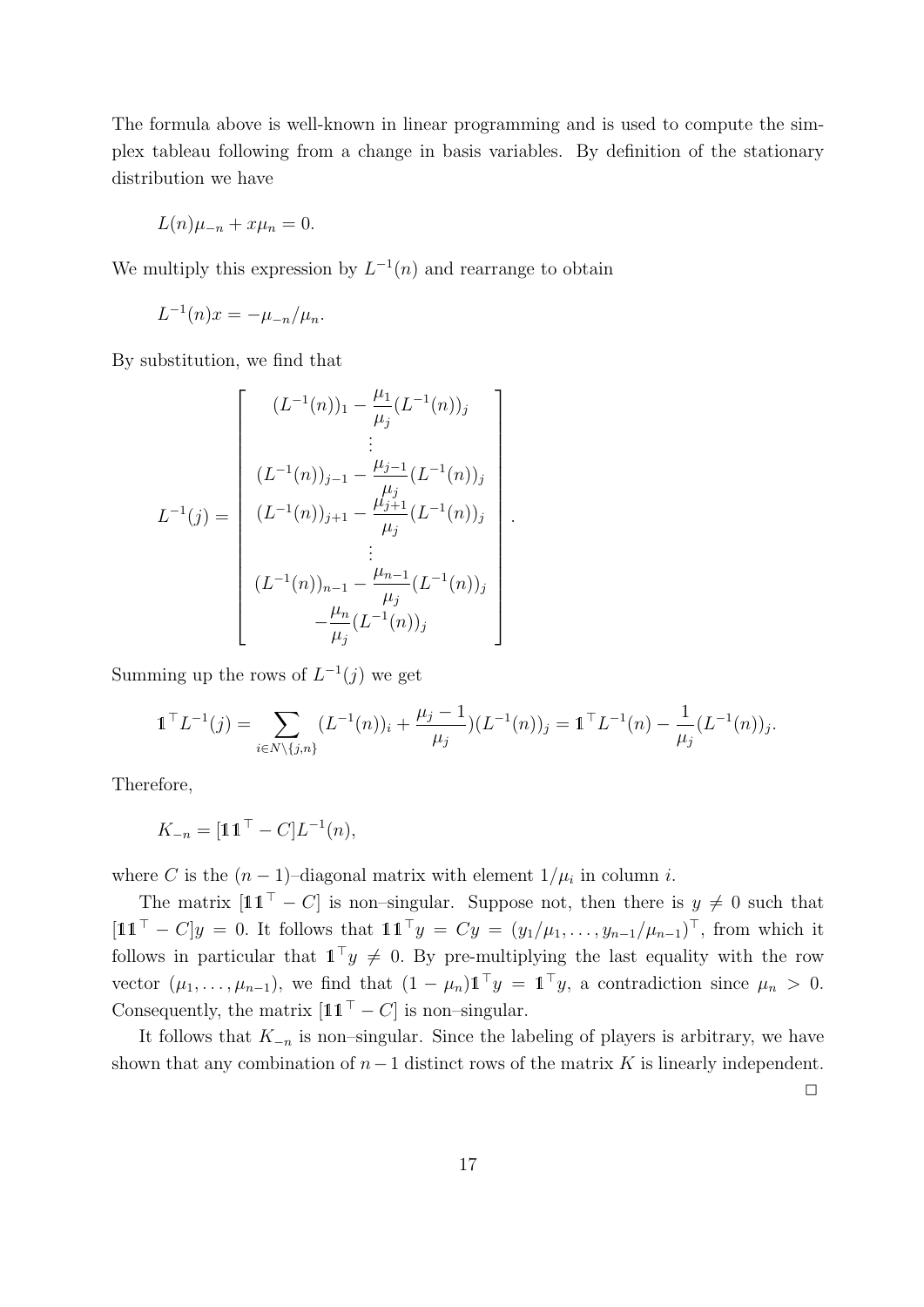The formula above is well-known in linear programming and is used to compute the simplex tableau following from a change in basis variables. By definition of the stationary distribution we have

$$L(n)\mu_{-n} + x\mu_n = 0.$$

We multiply this expression by $L^{-1}(n)$ and rearrange to obtain

$$L^{-1}(n)x = -\mu_{-n}/\mu_n.$$

By substitution, we find that

$$L^{-1}(j) = \begin{bmatrix} (L^{-1}(n))_1 - \frac{\mu_1}{\mu_j}(L^{-1}(n))_j \\ \vdots \\ (L^{-1}(n))_{j-1} - \frac{\mu_{j-1}}{\mu_j}(L^{-1}(n))_j \\ (L^{-1}(n))_{j+1} - \frac{\mu_{j+1}}{\mu_j}(L^{-1}(n))_j \\ \vdots \\ (L^{-1}(n))_{n-1} - \frac{\mu_{n-1}}{\mu_j}(L^{-1}(n))_j \\ -\frac{\mu_n}{\mu_j}(L^{-1}(n))_j \end{bmatrix}.$$

Summing up the rows of $L^{-1}(j)$ we get

$$\mathbb{1}^\top L^{-1}(j) = \sum_{i \in N \setminus \{j,n\}} (L^{-1}(n))_i + \frac{\mu_j - 1}{\mu_j})(L^{-1}(n))_j = \mathbb{1}^\top L^{-1}(n) - \frac{1}{\mu_j}(L^{-1}(n))_j.$$

Therefore,

$$K_{-n} = [\mathbb{1}\mathbb{1}^\top - C]L^{-1}(n),$$

where $C$ is the $(n-1)$–diagonal matrix with element $1/\mu_i$ in column $i$.

The matrix $[\mathbb{1}\mathbb{1}^\top - C]$ is non–singular. Suppose not, then there is $y \neq 0$ such that $[\mathbb{1}\mathbb{1}^\top - C]y = 0$. It follows that $\mathbb{1}\mathbb{1}^\top y = Cy = (y_1/\mu_1, \ldots, y_{n-1}/\mu_{n-1})^\top$, from which it follows in particular that $\mathbb{1}^\top y \neq 0$. By pre-multiplying the last equality with the row vector $(\mu_1, \ldots, \mu_{n-1})$, we find that $(1 - \mu_n)\mathbb{1}^\top y = \mathbb{1}^\top y$, a contradiction since $\mu_n > 0$. Consequently, the matrix $[\mathbb{1}\mathbb{1}^\top - C]$ is non–singular.

It follows that $K_{-n}$ is non–singular. Since the labeling of players is arbitrary, we have shown that any combination of $n-1$ distinct rows of the matrix $K$ is linearly independent.

□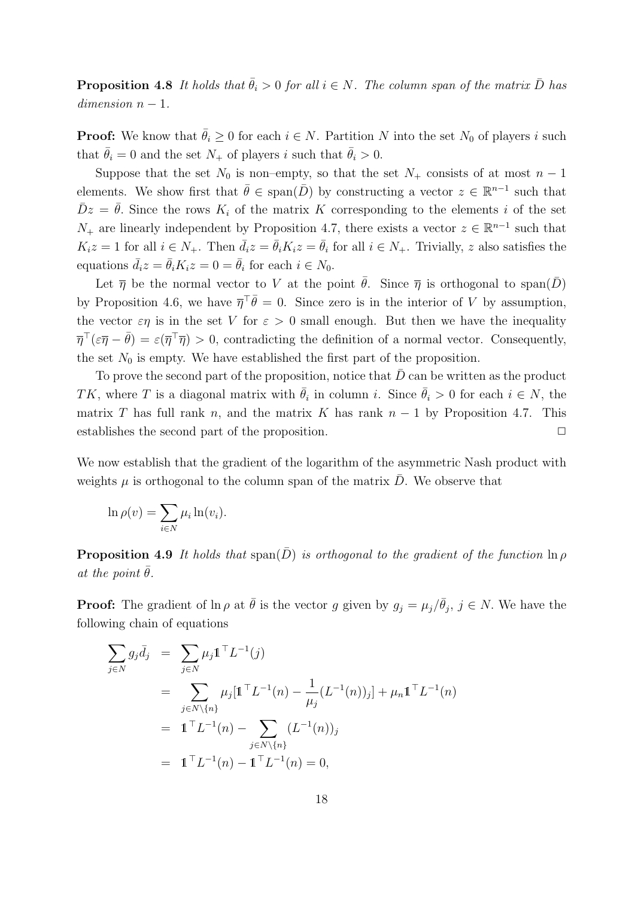**Proposition 4.8** *It holds that $\bar{\theta}_i > 0$ for all $i \in N$. The column span of the matrix $\bar{D}$ has dimension $n-1$.*

**Proof:** We know that $\bar{\theta}_i \geq 0$ for each $i \in N$. Partition $N$ into the set $N_0$ of players $i$ such that $\bar{\theta}_i = 0$ and the set $N_+$ of players $i$ such that $\bar{\theta}_i > 0$.

Suppose that the set $N_0$ is non–empty, so that the set $N_+$ consists of at most $n-1$ elements. We show first that $\bar{\theta} \in \operatorname{span}(\bar{D})$ by constructing a vector $z \in \mathbb{R}^{n-1}$ such that $\bar{D}z = \bar{\theta}$. Since the rows $K_i$ of the matrix $K$ corresponding to the elements $i$ of the set $N_+$ are linearly independent by Proposition 4.7, there exists a vector $z \in \mathbb{R}^{n-1}$ such that $K_i z = 1$ for all $i \in N_+$. Then $\bar{d}_i z = \bar{\theta}_i K_i z = \bar{\theta}_i$ for all $i \in N_+$. Trivially, $z$ also satisfies the equations $\bar{d}_i z = \bar{\theta}_i K_i z = 0 = \bar{\theta}_i$ for each $i \in N_0$.

Let $\overline{\eta}$ be the normal vector to $V$ at the point $\bar{\theta}$. Since $\overline{\eta}$ is orthogonal to $\operatorname{span}(\bar{D})$ by Proposition 4.6, we have $\overline{\eta}^\top \bar{\theta} = 0$. Since zero is in the interior of $V$ by assumption, the vector $\varepsilon\eta$ is in the set $V$ for $\varepsilon > 0$ small enough. But then we have the inequality $\overline{\eta}^\top(\varepsilon\overline{\eta} - \bar{\theta}) = \varepsilon(\overline{\eta}^\top\overline{\eta}) > 0$, contradicting the definition of a normal vector. Consequently, the set $N_0$ is empty. We have established the first part of the proposition.

To prove the second part of the proposition, notice that $\bar{D}$ can be written as the product $TK$, where $T$ is a diagonal matrix with $\bar{\theta}_i$ in column $i$. Since $\bar{\theta}_i > 0$ for each $i \in N$, the matrix $T$ has full rank $n$, and the matrix $K$ has rank $n-1$ by Proposition 4.7. This establishes the second part of the proposition. $\square$

We now establish that the gradient of the logarithm of the asymmetric Nash product with weights $\mu$ is orthogonal to the column span of the matrix $\bar{D}$. We observe that

$$\ln \rho(v) = \sum_{i \in N} \mu_i \ln(v_i).$$

**Proposition 4.9** *It holds that $\operatorname{span}(\bar{D})$ is orthogonal to the gradient of the function $\ln \rho$ at the point $\bar{\theta}$.*

**Proof:** The gradient of $\ln \rho$ at $\bar{\theta}$ is the vector $g$ given by $g_j = \mu_j / \bar{\theta}_j$, $j \in N$. We have the following chain of equations

$$\begin{aligned}
\sum_{j \in N} g_j \bar{d}_j &= \sum_{j \in N} \mu_j \mathbb{1}^\top L^{-1}(j) \\
&= \sum_{j \in N \setminus \{n\}} \mu_j [\mathbb{1}^\top L^{-1}(n) - \frac{1}{\mu_j}(L^{-1}(n))_j] + \mu_n \mathbb{1}^\top L^{-1}(n) \\
&= \mathbb{1}^\top L^{-1}(n) - \sum_{j \in N \setminus \{n\}} (L^{-1}(n))_j \\
&= \mathbb{1}^\top L^{-1}(n) - \mathbb{1}^\top L^{-1}(n) = 0,
\end{aligned}$$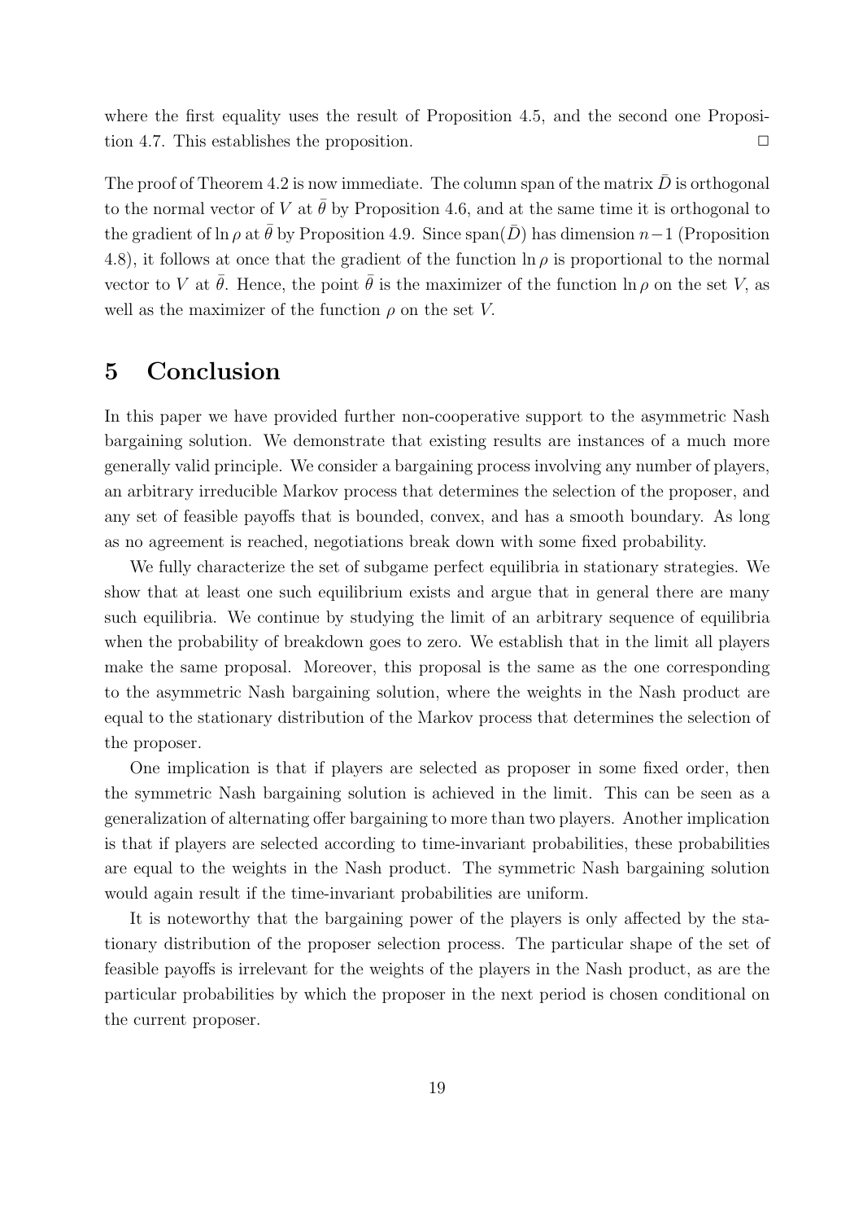where the first equality uses the result of Proposition 4.5, and the second one Proposition 4.7. This establishes the proposition. □

The proof of Theorem 4.2 is now immediate. The column span of the matrix $\bar{D}$ is orthogonal to the normal vector of $V$ at $\bar{\theta}$ by Proposition 4.6, and at the same time it is orthogonal to the gradient of $\ln \rho$ at $\bar{\theta}$ by Proposition 4.9. Since $\text{span}(\bar{D})$ has dimension $n-1$ (Proposition 4.8), it follows at once that the gradient of the function $\ln \rho$ is proportional to the normal vector to $V$ at $\bar{\theta}$. Hence, the point $\bar{\theta}$ is the maximizer of the function $\ln \rho$ on the set $V$, as well as the maximizer of the function $\rho$ on the set $V$.

# 5 Conclusion

In this paper we have provided further non-cooperative support to the asymmetric Nash bargaining solution. We demonstrate that existing results are instances of a much more generally valid principle. We consider a bargaining process involving any number of players, an arbitrary irreducible Markov process that determines the selection of the proposer, and any set of feasible payoffs that is bounded, convex, and has a smooth boundary. As long as no agreement is reached, negotiations break down with some fixed probability.

We fully characterize the set of subgame perfect equilibria in stationary strategies. We show that at least one such equilibrium exists and argue that in general there are many such equilibria. We continue by studying the limit of an arbitrary sequence of equilibria when the probability of breakdown goes to zero. We establish that in the limit all players make the same proposal. Moreover, this proposal is the same as the one corresponding to the asymmetric Nash bargaining solution, where the weights in the Nash product are equal to the stationary distribution of the Markov process that determines the selection of the proposer.

One implication is that if players are selected as proposer in some fixed order, then the symmetric Nash bargaining solution is achieved in the limit. This can be seen as a generalization of alternating offer bargaining to more than two players. Another implication is that if players are selected according to time-invariant probabilities, these probabilities are equal to the weights in the Nash product. The symmetric Nash bargaining solution would again result if the time-invariant probabilities are uniform.

It is noteworthy that the bargaining power of the players is only affected by the stationary distribution of the proposer selection process. The particular shape of the set of feasible payoffs is irrelevant for the weights of the players in the Nash product, as are the particular probabilities by which the proposer in the next period is chosen conditional on the current proposer.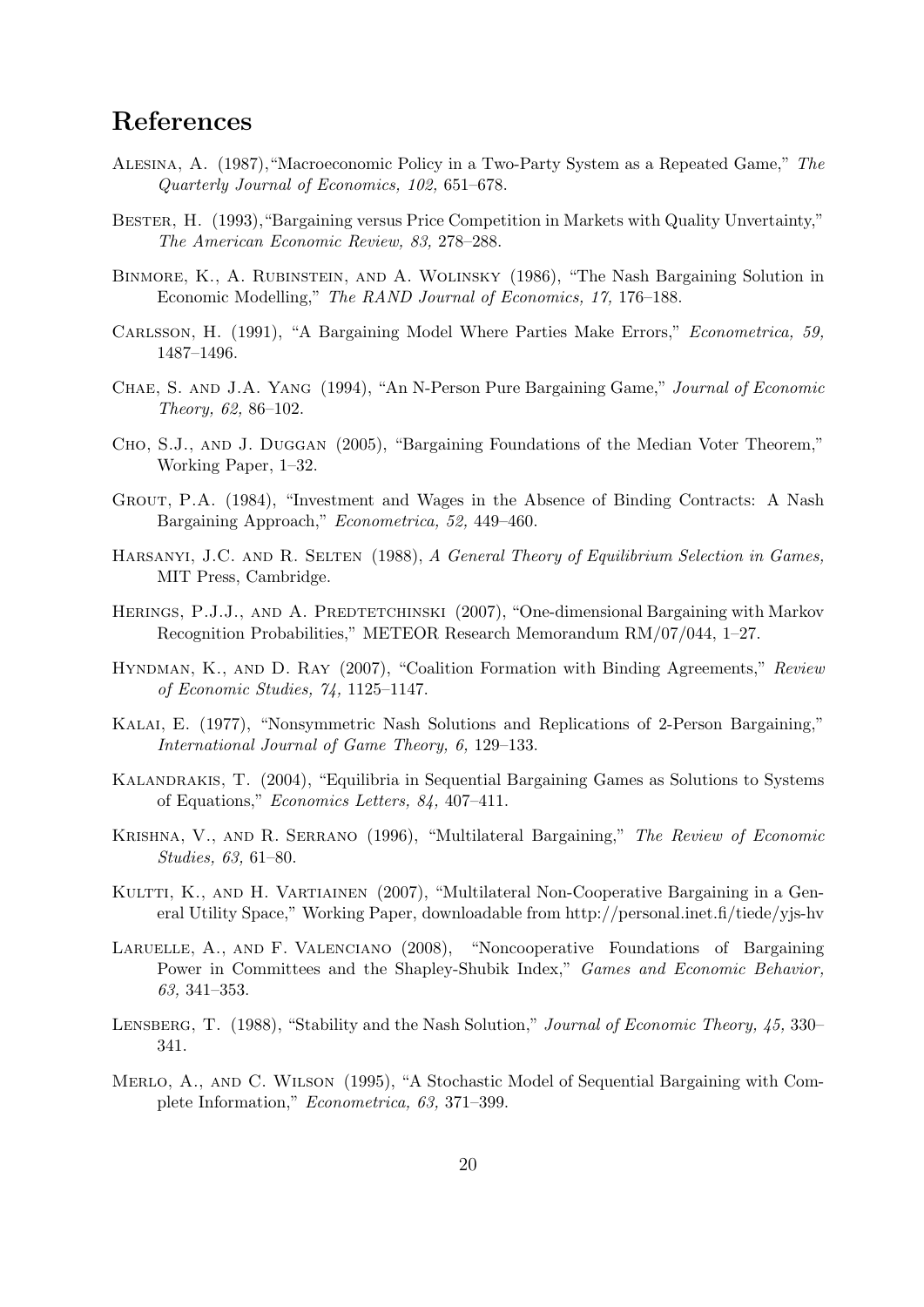# References

Alesina, A. (1987), "Macroeconomic Policy in a Two-Party System as a Repeated Game," *The Quarterly Journal of Economics, 102,* 651–678.

Bester, H. (1993), "Bargaining versus Price Competition in Markets with Quality Unvertainty," *The American Economic Review, 83,* 278–288.

Binmore, K., A. Rubinstein, and A. Wolinsky (1986), "The Nash Bargaining Solution in Economic Modelling," *The RAND Journal of Economics, 17,* 176–188.

Carlsson, H. (1991), "A Bargaining Model Where Parties Make Errors," *Econometrica, 59,* 1487–1496.

Chae, S. and J.A. Yang (1994), "An N-Person Pure Bargaining Game," *Journal of Economic Theory, 62,* 86–102.

Cho, S.J., and J. Duggan (2005), "Bargaining Foundations of the Median Voter Theorem," Working Paper, 1–32.

Grout, P.A. (1984), "Investment and Wages in the Absence of Binding Contracts: A Nash Bargaining Approach," *Econometrica, 52,* 449–460.

Harsanyi, J.C. and R. Selten (1988), *A General Theory of Equilibrium Selection in Games,* MIT Press, Cambridge.

Herings, P.J.J., and A. Predtetchinski (2007), "One-dimensional Bargaining with Markov Recognition Probabilities," METEOR Research Memorandum RM/07/044, 1–27.

Hyndman, K., and D. Ray (2007), "Coalition Formation with Binding Agreements," *Review of Economic Studies, 74,* 1125–1147.

Kalai, E. (1977), "Nonsymmetric Nash Solutions and Replications of 2-Person Bargaining," *International Journal of Game Theory, 6,* 129–133.

Kalandrakis, T. (2004), "Equilibria in Sequential Bargaining Games as Solutions to Systems of Equations," *Economics Letters, 84,* 407–411.

Krishna, V., and R. Serrano (1996), "Multilateral Bargaining," *The Review of Economic Studies, 63,* 61–80.

Kultti, K., and H. Vartiainen (2007), "Multilateral Non-Cooperative Bargaining in a General Utility Space," Working Paper, downloadable from http://personal.inet.fi/tiede/yjs-hv

Laruelle, A., and F. Valenciano (2008), "Noncooperative Foundations of Bargaining Power in Committees and the Shapley-Shubik Index," *Games and Economic Behavior, 63,* 341–353.

Lensberg, T. (1988), "Stability and the Nash Solution," *Journal of Economic Theory, 45,* 330–341.

Merlo, A., and C. Wilson (1995), "A Stochastic Model of Sequential Bargaining with Complete Information," *Econometrica, 63,* 371–399.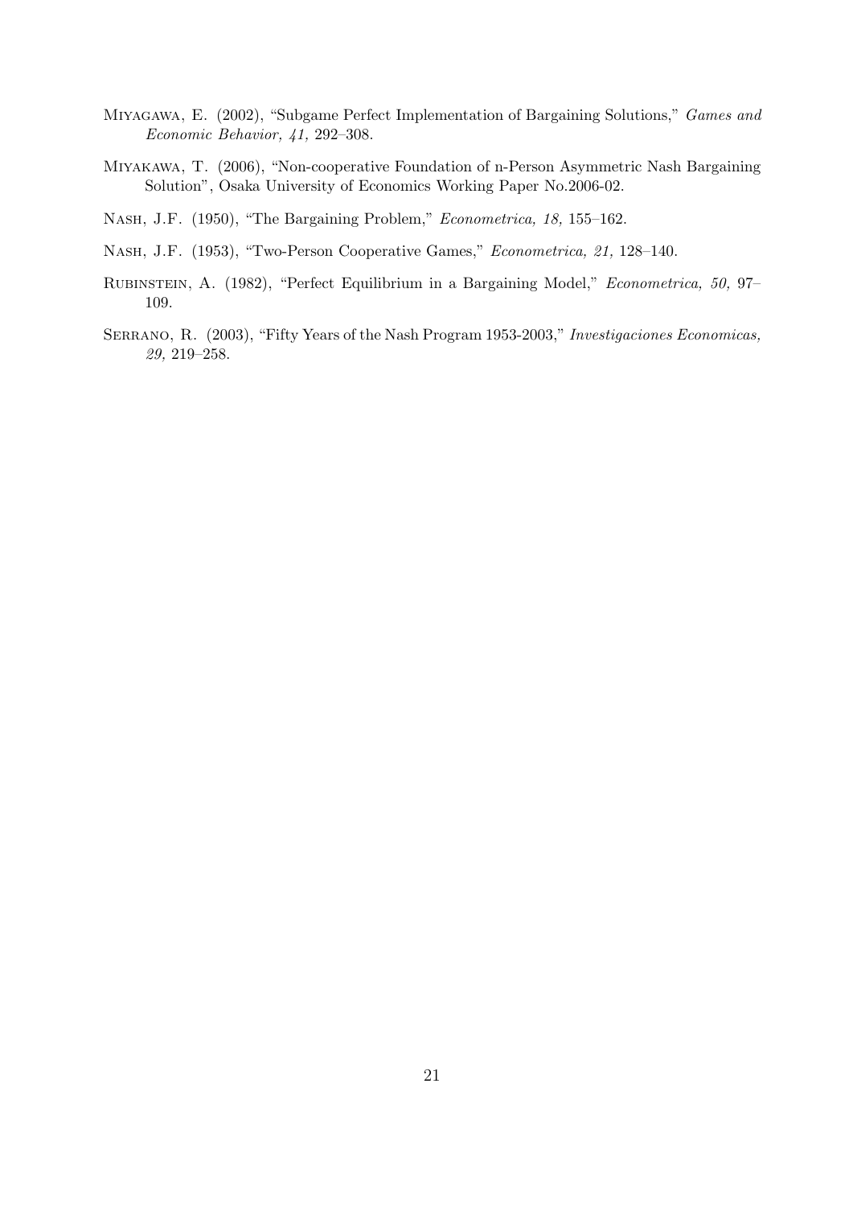Miyagawa, E. (2002), "Subgame Perfect Implementation of Bargaining Solutions," *Games and Economic Behavior, 41,* 292–308.

Miyakawa, T. (2006), "Non-cooperative Foundation of n-Person Asymmetric Nash Bargaining Solution", Osaka University of Economics Working Paper No.2006-02.

Nash, J.F. (1950), "The Bargaining Problem," *Econometrica, 18,* 155–162.

Nash, J.F. (1953), "Two-Person Cooperative Games," *Econometrica, 21,* 128–140.

Rubinstein, A. (1982), "Perfect Equilibrium in a Bargaining Model," *Econometrica, 50,* 97–109.

Serrano, R. (2003), "Fifty Years of the Nash Program 1953-2003," *Investigaciones Economicas, 29,* 219–258.